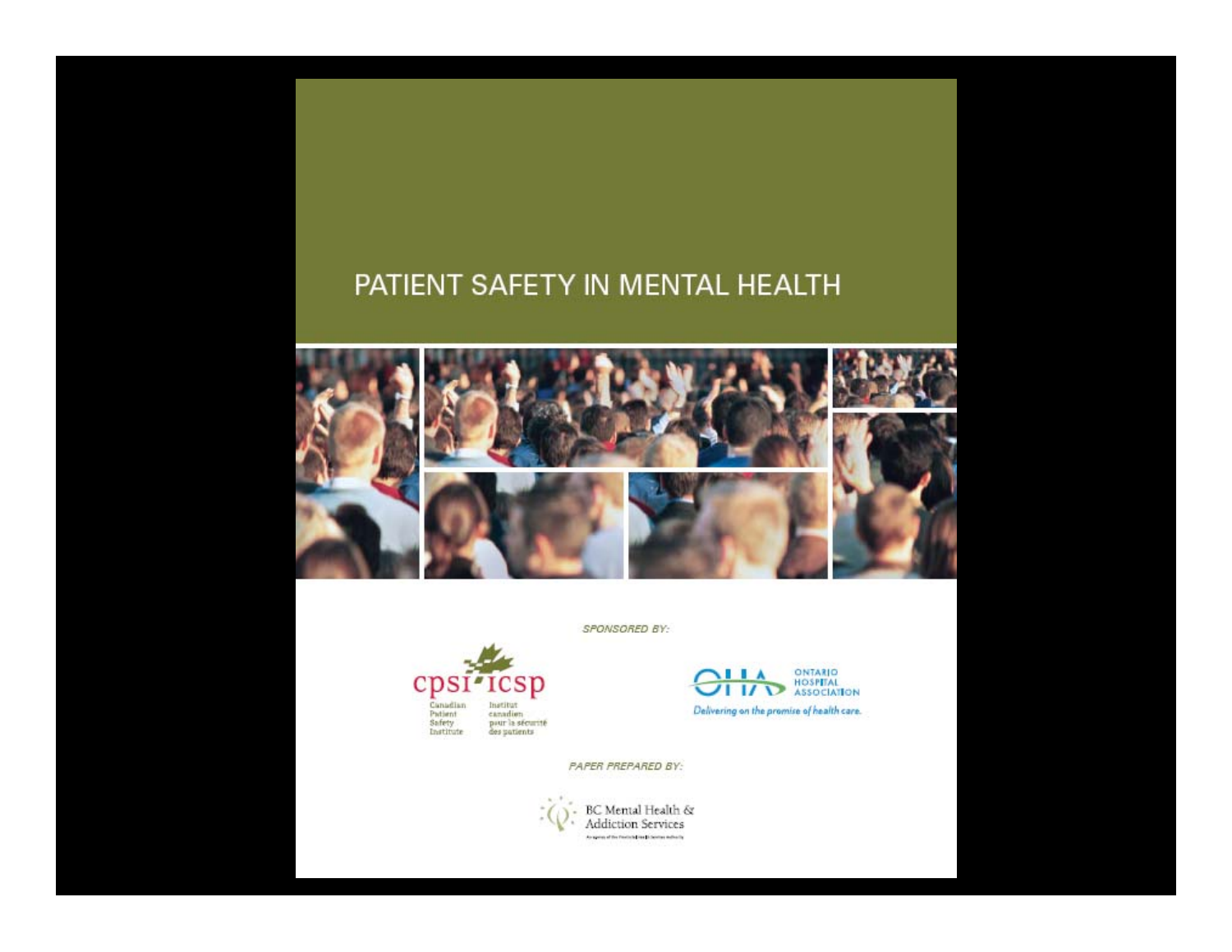# PATIENT SAFETY IN MENTAL HEALTH

*SPONSORED BY:*

cpsi icsp
Canadian Patient Safety Institute
Institut canadien pour la sécurité des patients

OHA ONTARIO HOSPITAL ASSOCIATION
*Delivering on the promise of health care.*

*PAPER PREPARED BY:*

BC Mental Health & Addiction Services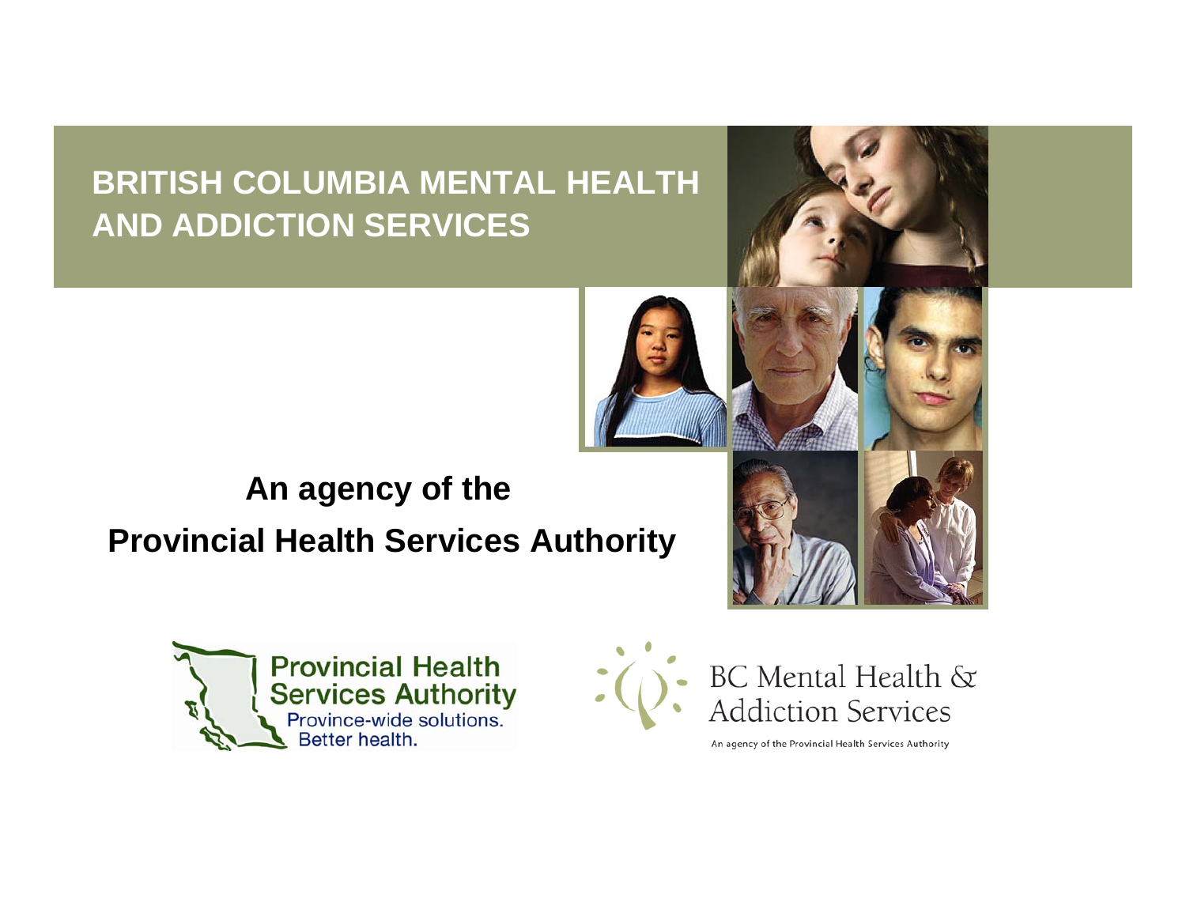# BRITISH COLUMBIA MENTAL HEALTH AND ADDICTION SERVICES

**An agency of the**

**Provincial Health Services Authority**

Provincial Health Services Authority
Province-wide solutions.
Better health.

BC Mental Health & Addiction Services
An agency of the Provincial Health Services Authority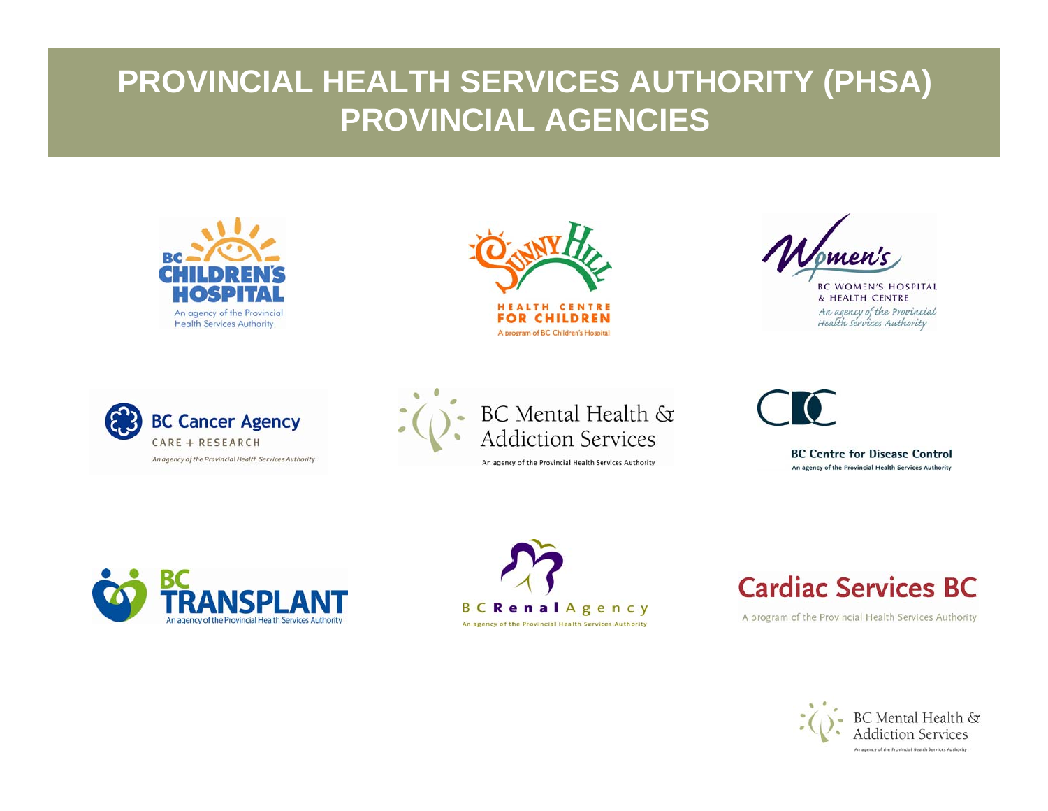# PROVINCIAL HEALTH SERVICES AUTHORITY (PHSA) PROVINCIAL AGENCIES

BC CHILDREN'S HOSPITAL
An agency of the Provincial Health Services Authority

SUNNY HILL HEALTH CENTRE FOR CHILDREN
A program of BC Children's Hospital

Women's
BC WOMEN'S HOSPITAL & HEALTH CENTRE
An agency of the Provincial Health Services Authority

BC Cancer Agency
CARE + RESEARCH
An agency of the Provincial Health Services Authority

BC Mental Health & Addiction Services
An agency of the Provincial Health Services Authority

CDC
BC Centre for Disease Control
An agency of the Provincial Health Services Authority

BC TRANSPLANT
An agency of the Provincial Health Services Authority

BC Renal Agency
An agency of the Provincial Health Services Authority

Cardiac Services BC
A program of the Provincial Health Services Authority

BC Mental Health & Addiction Services
An agency of the Provincial Health Services Authority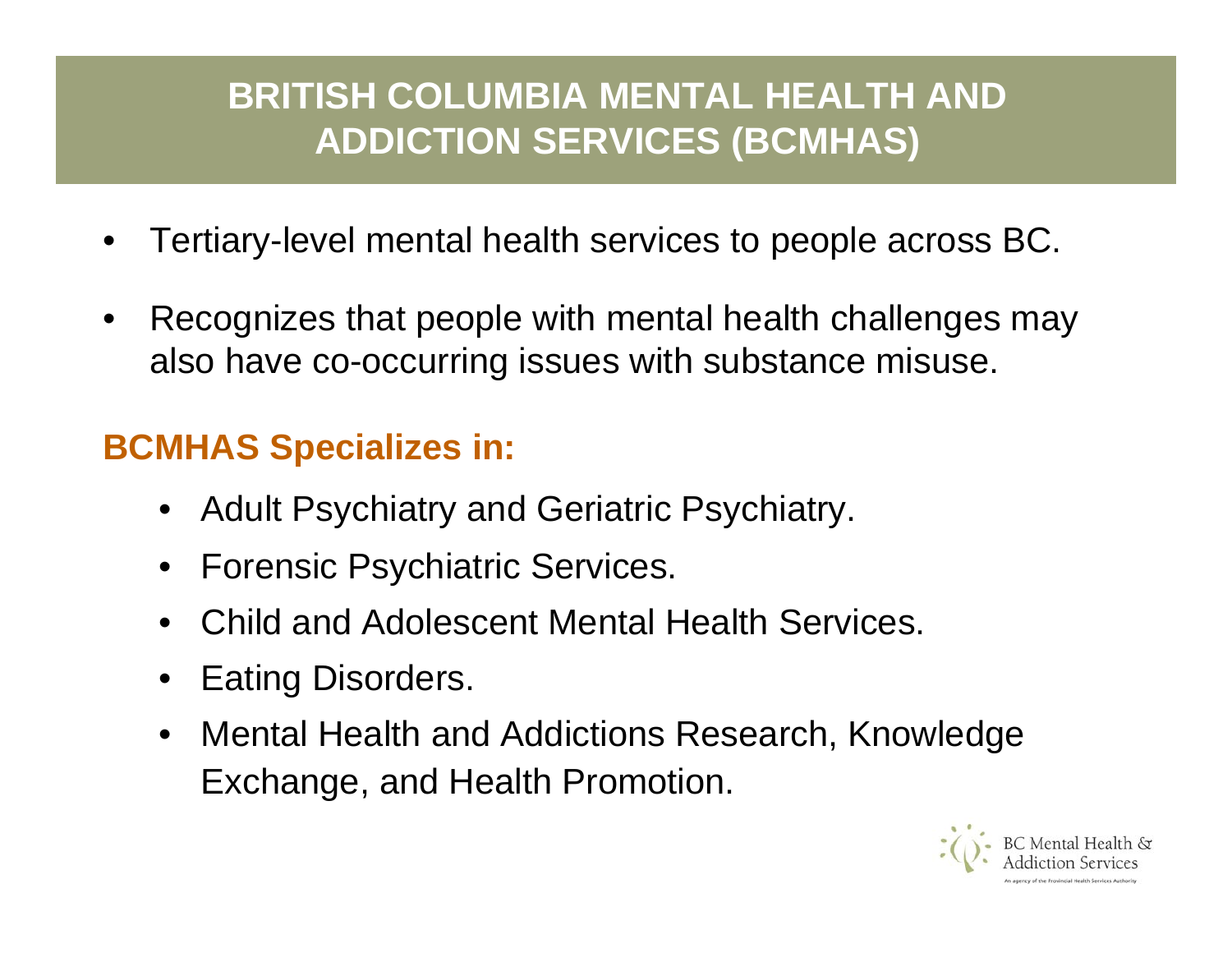# BRITISH COLUMBIA MENTAL HEALTH AND ADDICTION SERVICES (BCMHAS)

- Tertiary-level mental health services to people across BC.
- Recognizes that people with mental health challenges may also have co-occurring issues with substance misuse.

## BCMHAS Specializes in:

- Adult Psychiatry and Geriatric Psychiatry.
- Forensic Psychiatric Services.
- Child and Adolescent Mental Health Services.
- Eating Disorders.
- Mental Health and Addictions Research, Knowledge Exchange, and Health Promotion.

BC Mental Health & Addiction Services
An agency of the Provincial Health Services Authority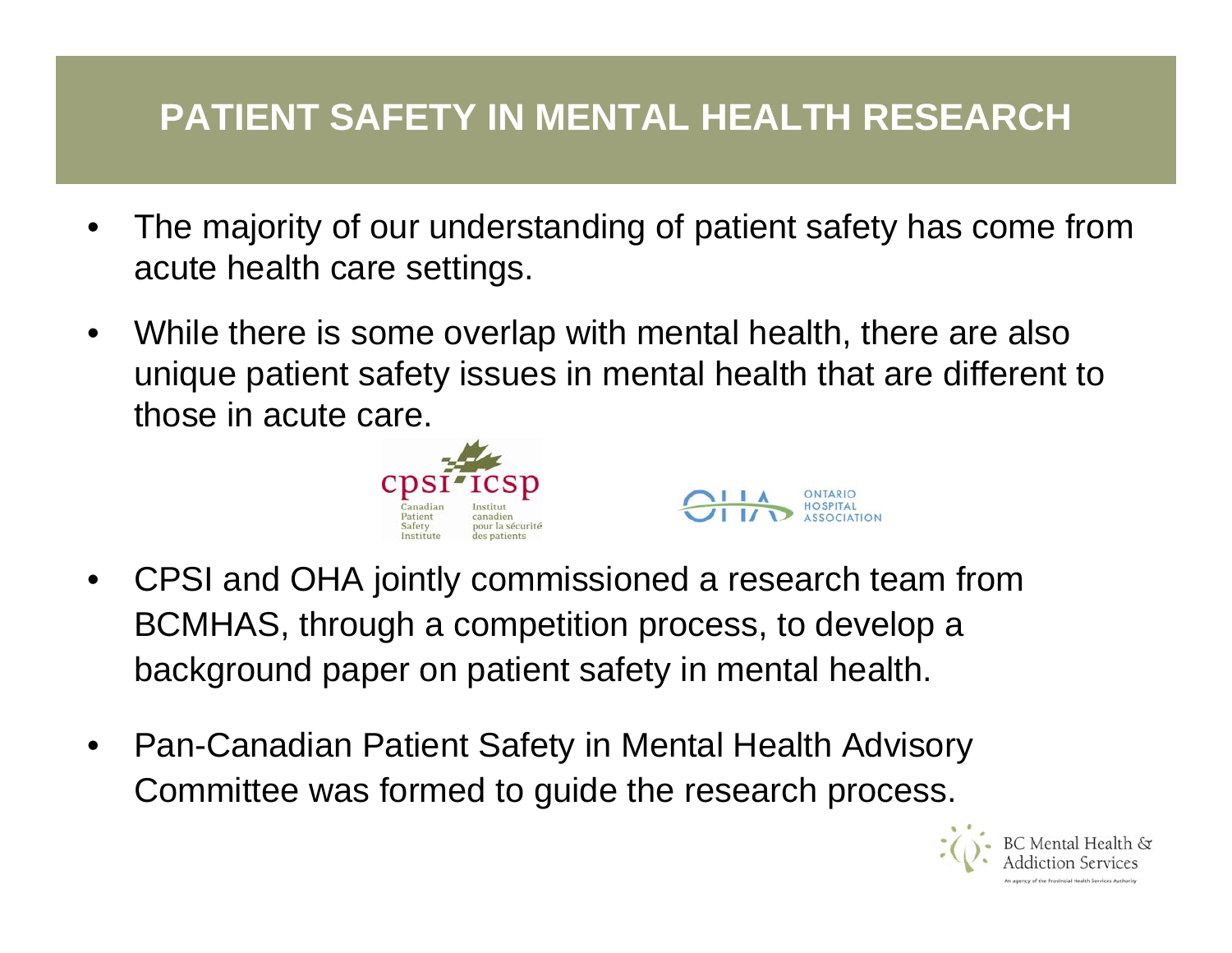# PATIENT SAFETY IN MENTAL HEALTH RESEARCH

- The majority of our understanding of patient safety has come from acute health care settings.
- While there is some overlap with mental health, there are also unique patient safety issues in mental health that are different to those in acute care.
- CPSI and OHA jointly commissioned a research team from BCMHAS, through a competition process, to develop a background paper on patient safety in mental health.
- Pan-Canadian Patient Safety in Mental Health Advisory Committee was formed to guide the research process.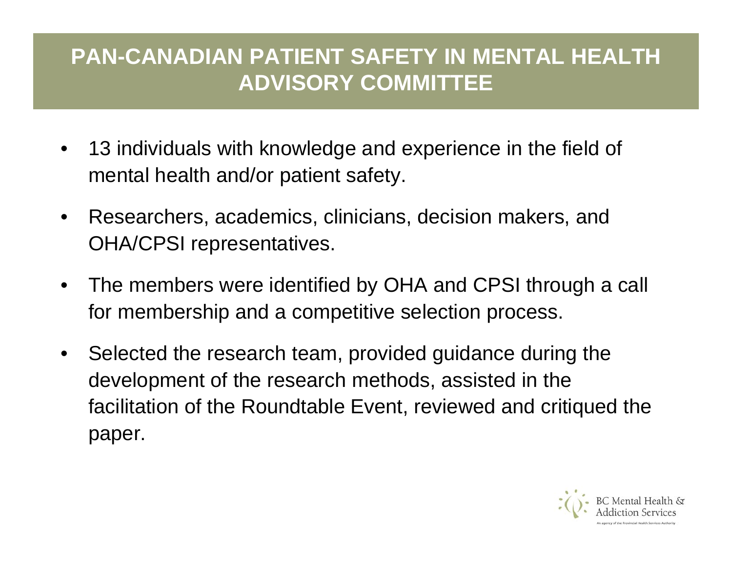# PAN-CANADIAN PATIENT SAFETY IN MENTAL HEALTH ADVISORY COMMITTEE

- 13 individuals with knowledge and experience in the field of mental health and/or patient safety.
- Researchers, academics, clinicians, decision makers, and OHA/CPSI representatives.
- The members were identified by OHA and CPSI through a call for membership and a competitive selection process.
- Selected the research team, provided guidance during the development of the research methods, assisted in the facilitation of the Roundtable Event, reviewed and critiqued the paper.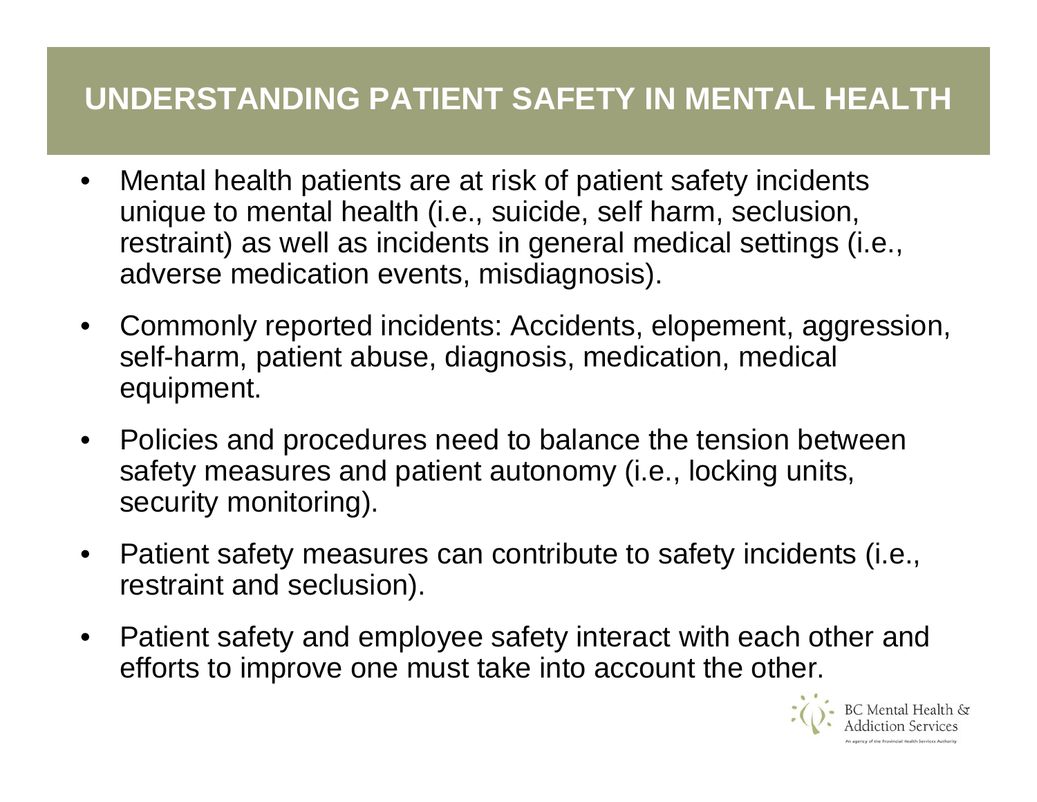# UNDERSTANDING PATIENT SAFETY IN MENTAL HEALTH

- Mental health patients are at risk of patient safety incidents unique to mental health (i.e., suicide, self harm, seclusion, restraint) as well as incidents in general medical settings (i.e., adverse medication events, misdiagnosis).
- Commonly reported incidents: Accidents, elopement, aggression, self-harm, patient abuse, diagnosis, medication, medical equipment.
- Policies and procedures need to balance the tension between safety measures and patient autonomy (i.e., locking units, security monitoring).
- Patient safety measures can contribute to safety incidents (i.e., restraint and seclusion).
- Patient safety and employee safety interact with each other and efforts to improve one must take into account the other.

BC Mental Health & Addiction Services
An agency of the Provincial Health Services Authority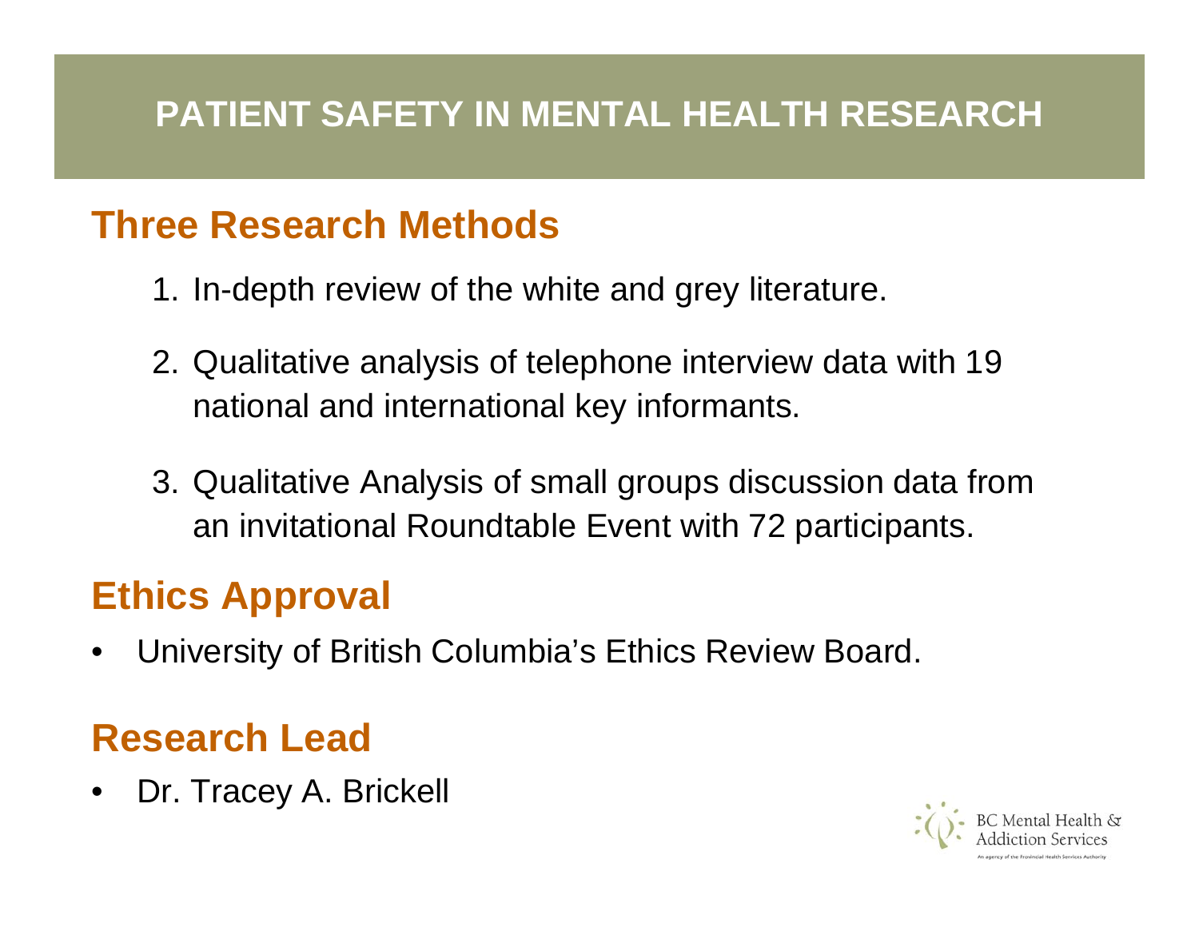# PATIENT SAFETY IN MENTAL HEALTH RESEARCH

## Three Research Methods

1. In-depth review of the white and grey literature.
2. Qualitative analysis of telephone interview data with 19 national and international key informants.
3. Qualitative Analysis of small groups discussion data from an invitational Roundtable Event with 72 participants.

## Ethics Approval

- University of British Columbia's Ethics Review Board.

## Research Lead

- Dr. Tracey A. Brickell

BC Mental Health & Addiction Services

An agency of the Provincial Health Services Authority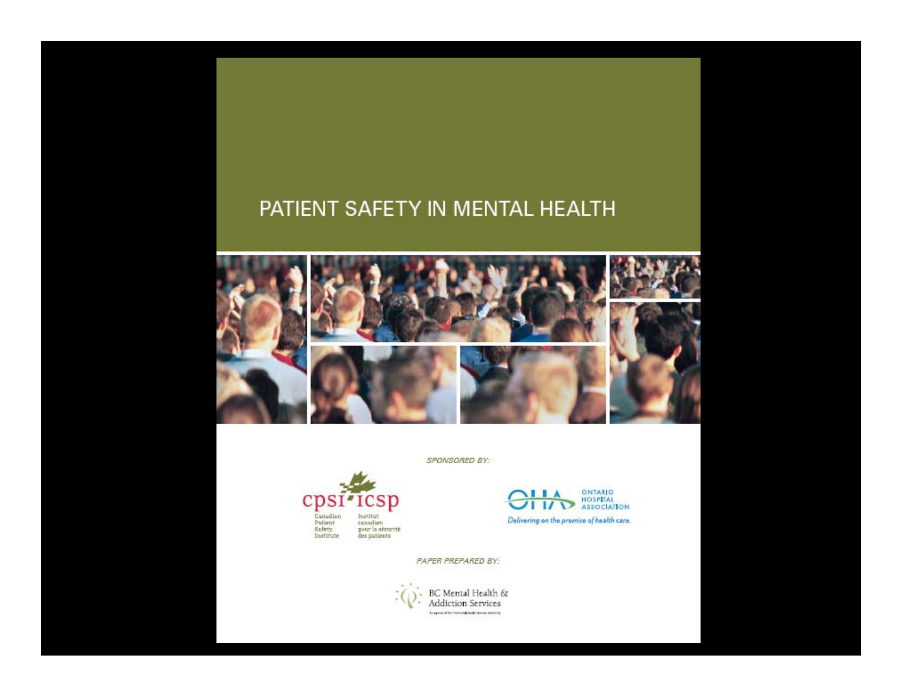# PATIENT SAFETY IN MENTAL HEALTH

*SPONSORED BY:*

cpsi icsp

Canadian Patient Safety Institute

Institut canadien pour la sécurité des patients

ONTARIO HOSPITAL ASSOCIATION

*Delivering on the promise of health care.*

*PAPER PREPARED BY:*

BC Mental Health & Addiction Services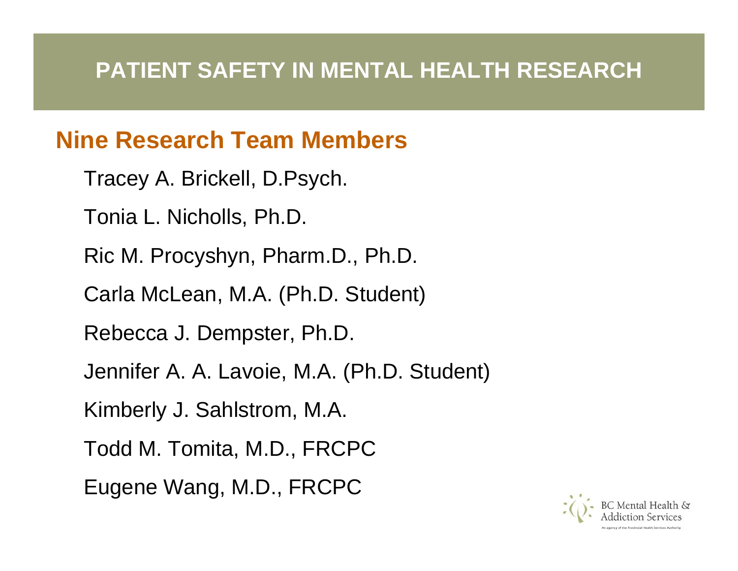# PATIENT SAFETY IN MENTAL HEALTH RESEARCH

## Nine Research Team Members

Tracey A. Brickell, D.Psych.

Tonia L. Nicholls, Ph.D.

Ric M. Procyshyn, Pharm.D., Ph.D.

Carla McLean, M.A. (Ph.D. Student)

Rebecca J. Dempster, Ph.D.

Jennifer A. A. Lavoie, M.A. (Ph.D. Student)

Kimberly J. Sahlstrom, M.A.

Todd M. Tomita, M.D., FRCPC

Eugene Wang, M.D., FRCPC

BC Mental Health & Addiction Services

An agency of the Provincial Health Services Authority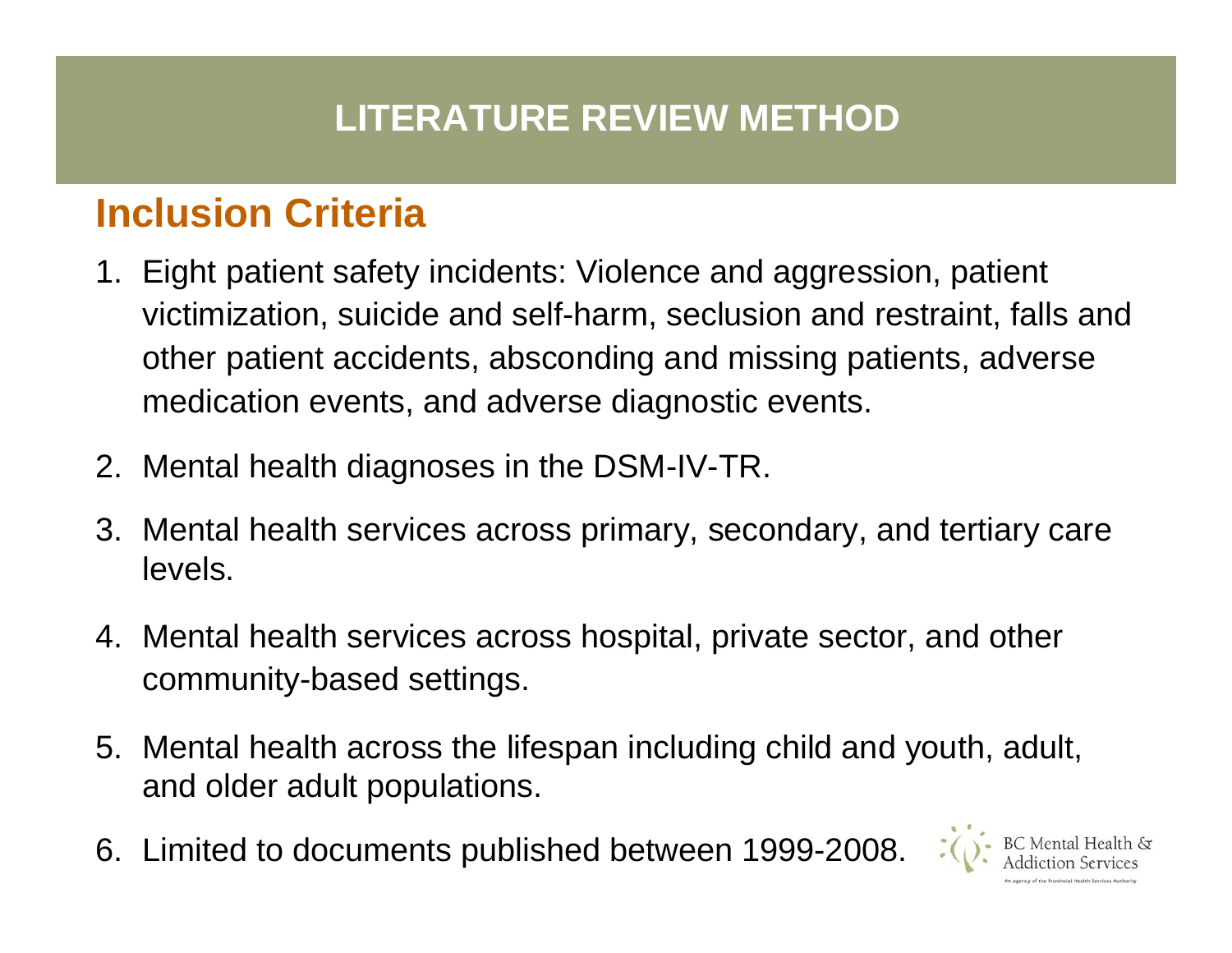# LITERATURE REVIEW METHOD

## Inclusion Criteria

1. Eight patient safety incidents: Violence and aggression, patient victimization, suicide and self-harm, seclusion and restraint, falls and other patient accidents, absconding and missing patients, adverse medication events, and adverse diagnostic events.
2. Mental health diagnoses in the DSM-IV-TR.
3. Mental health services across primary, secondary, and tertiary care levels.
4. Mental health services across hospital, private sector, and other community-based settings.
5. Mental health across the lifespan including child and youth, adult, and older adult populations.
6. Limited to documents published between 1999-2008.

BC Mental Health & Addiction Services
An agency of the Provincial Health Services Authority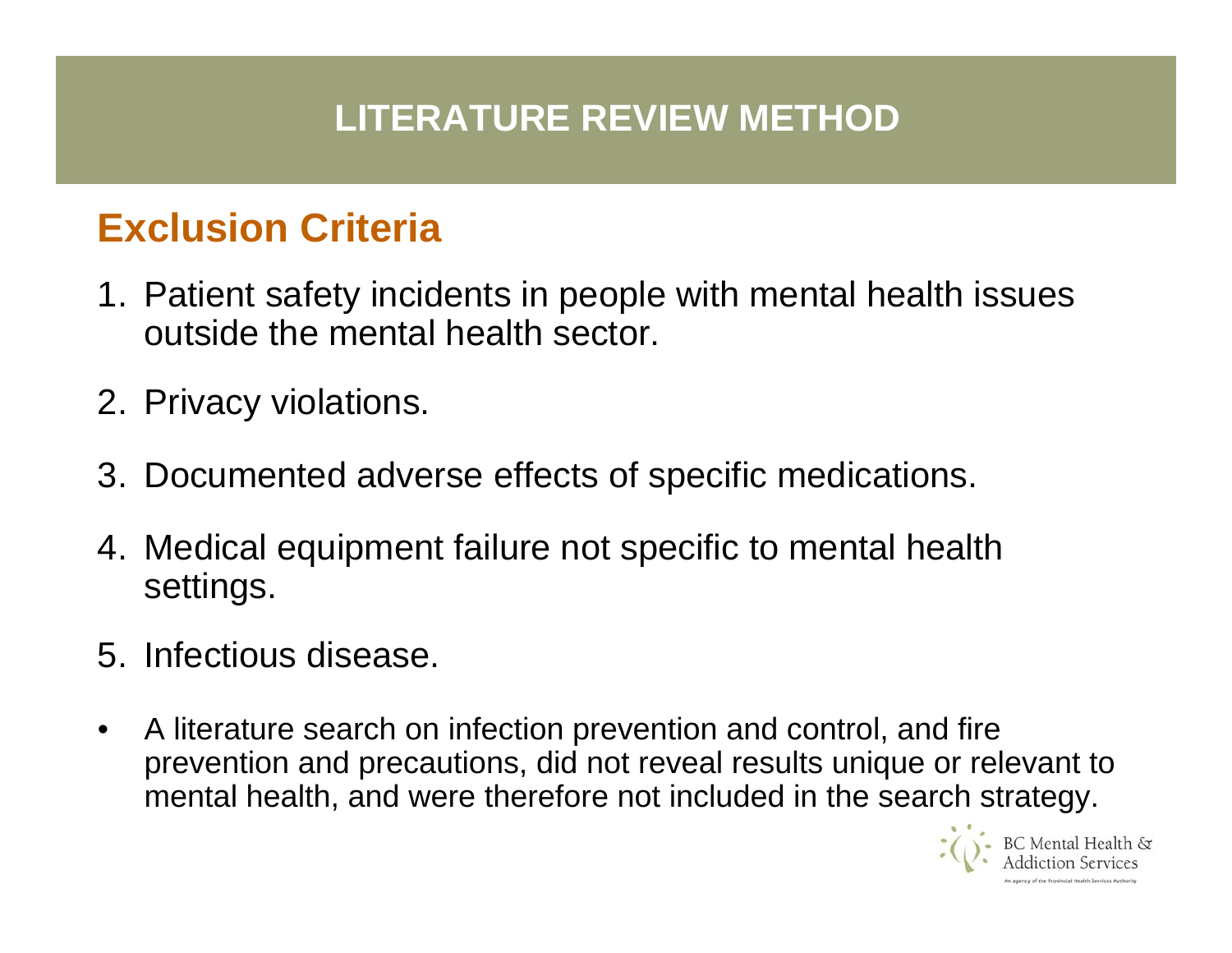# LITERATURE REVIEW METHOD

## Exclusion Criteria

1. Patient safety incidents in people with mental health issues outside the mental health sector.
2. Privacy violations.
3. Documented adverse effects of specific medications.
4. Medical equipment failure not specific to mental health settings.
5. Infectious disease.

- A literature search on infection prevention and control, and fire prevention and precautions, did not reveal results unique or relevant to mental health, and were therefore not included in the search strategy.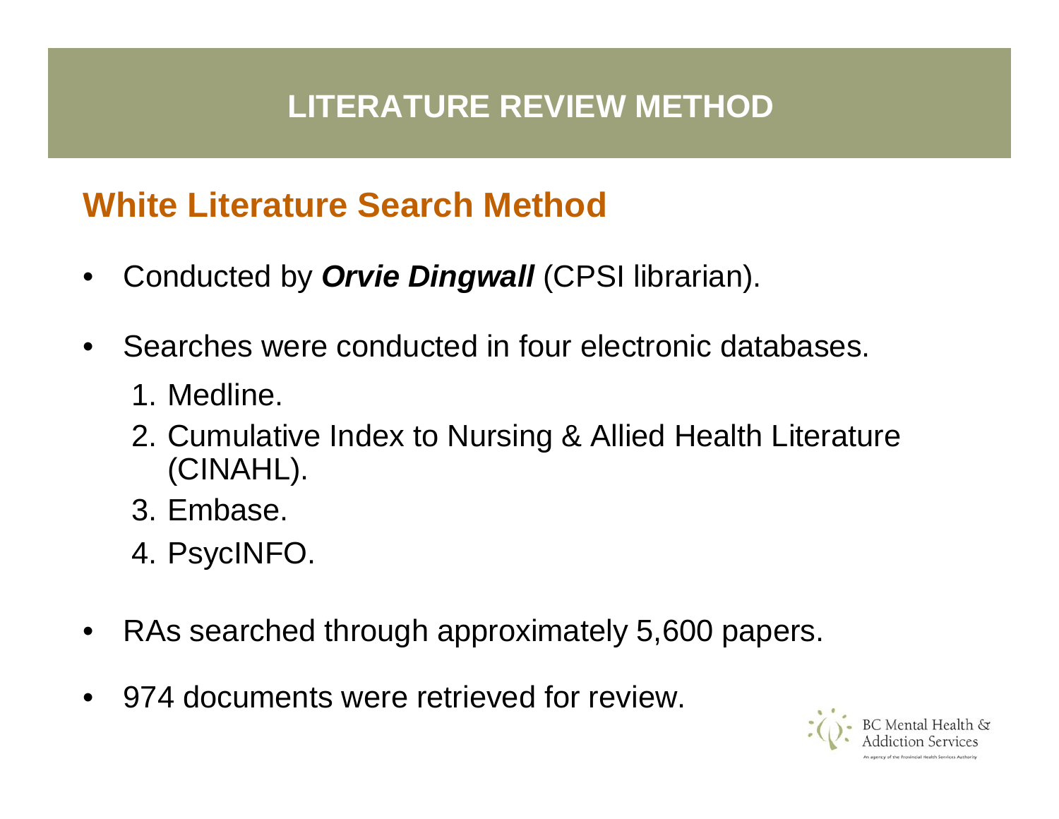# LITERATURE REVIEW METHOD

## White Literature Search Method

- Conducted by ***Orvie Dingwall*** (CPSI librarian).
- Searches were conducted in four electronic databases.
  1. Medline.
  2. Cumulative Index to Nursing & Allied Health Literature (CINAHL).
  3. Embase.
  4. PsycINFO.
- RAs searched through approximately 5,600 papers.
- 974 documents were retrieved for review.

BC Mental Health & Addiction Services
An agency of the Provincial Health Services Authority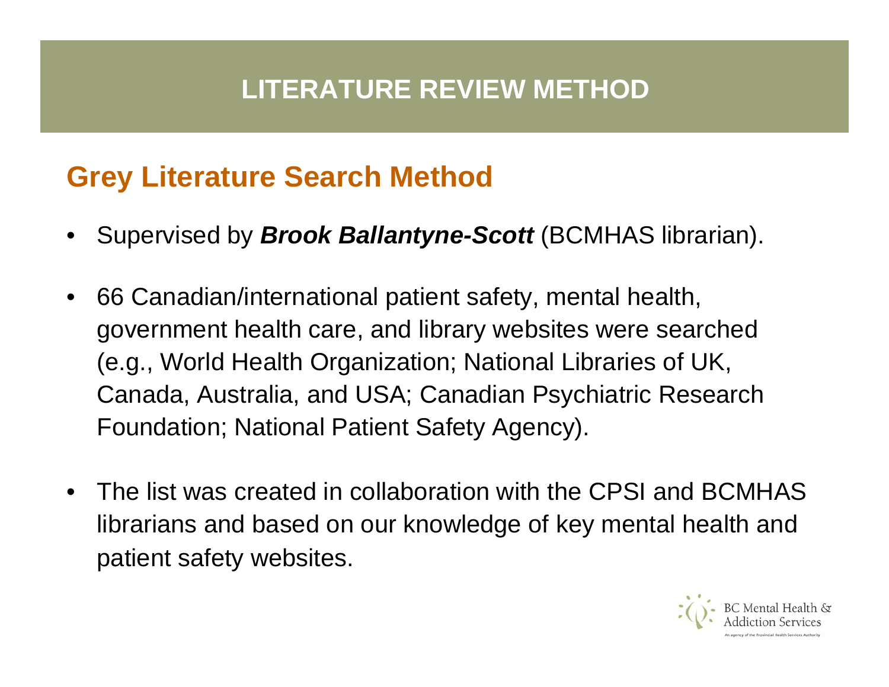# LITERATURE REVIEW METHOD

## Grey Literature Search Method

- Supervised by ***Brook Ballantyne-Scott*** (BCMHAS librarian).
- 66 Canadian/international patient safety, mental health, government health care, and library websites were searched (e.g., World Health Organization; National Libraries of UK, Canada, Australia, and USA; Canadian Psychiatric Research Foundation; National Patient Safety Agency).
- The list was created in collaboration with the CPSI and BCMHAS librarians and based on our knowledge of key mental health and patient safety websites.

BC Mental Health & Addiction Services
An agency of the Provincial Health Services Authority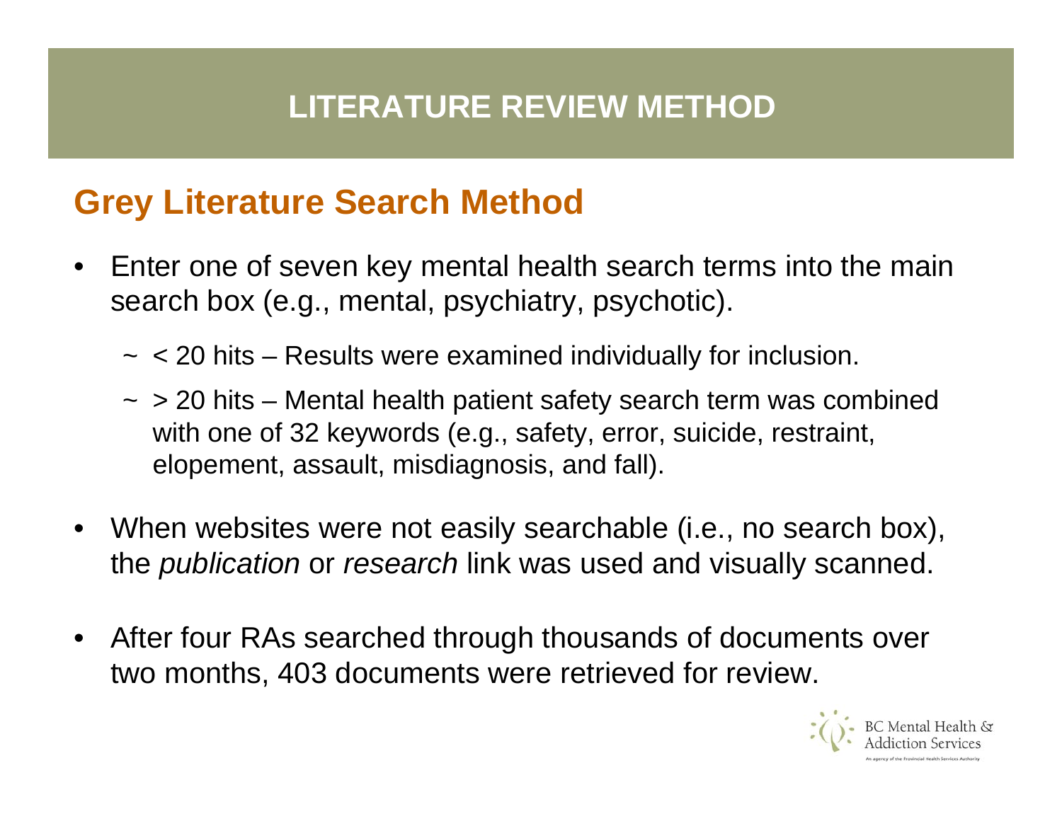# LITERATURE REVIEW METHOD

## Grey Literature Search Method

- Enter one of seven key mental health search terms into the main search box (e.g., mental, psychiatry, psychotic).
  - ~ < 20 hits – Results were examined individually for inclusion.
  - ~ > 20 hits – Mental health patient safety search term was combined with one of 32 keywords (e.g., safety, error, suicide, restraint, elopement, assault, misdiagnosis, and fall).
- When websites were not easily searchable (i.e., no search box), the *publication* or *research* link was used and visually scanned.
- After four RAs searched through thousands of documents over two months, 403 documents were retrieved for review.

BC Mental Health & Addiction Services
An agency of the Provincial Health Services Authority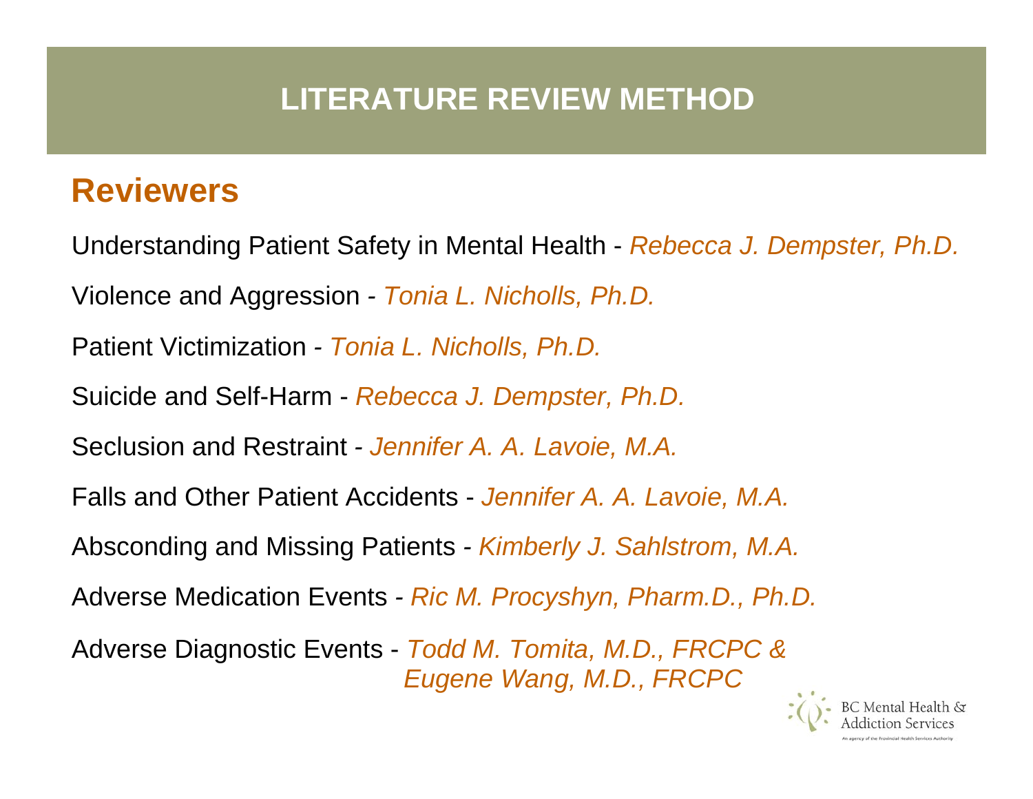# LITERATURE REVIEW METHOD

## Reviewers

Understanding Patient Safety in Mental Health - *Rebecca J. Dempster, Ph.D.*

Violence and Aggression - *Tonia L. Nicholls, Ph.D.*

Patient Victimization - *Tonia L. Nicholls, Ph.D.*

Suicide and Self-Harm - *Rebecca J. Dempster, Ph.D.*

Seclusion and Restraint - *Jennifer A. A. Lavoie, M.A.*

Falls and Other Patient Accidents - *Jennifer A. A. Lavoie, M.A.*

Absconding and Missing Patients - *Kimberly J. Sahlstrom, M.A.*

Adverse Medication Events - *Ric M. Procyshyn, Pharm.D., Ph.D.*

Adverse Diagnostic Events - *Todd M. Tomita, M.D., FRCPC & Eugene Wang, M.D., FRCPC*

BC Mental Health & Addiction Services
An agency of the Provincial Health Services Authority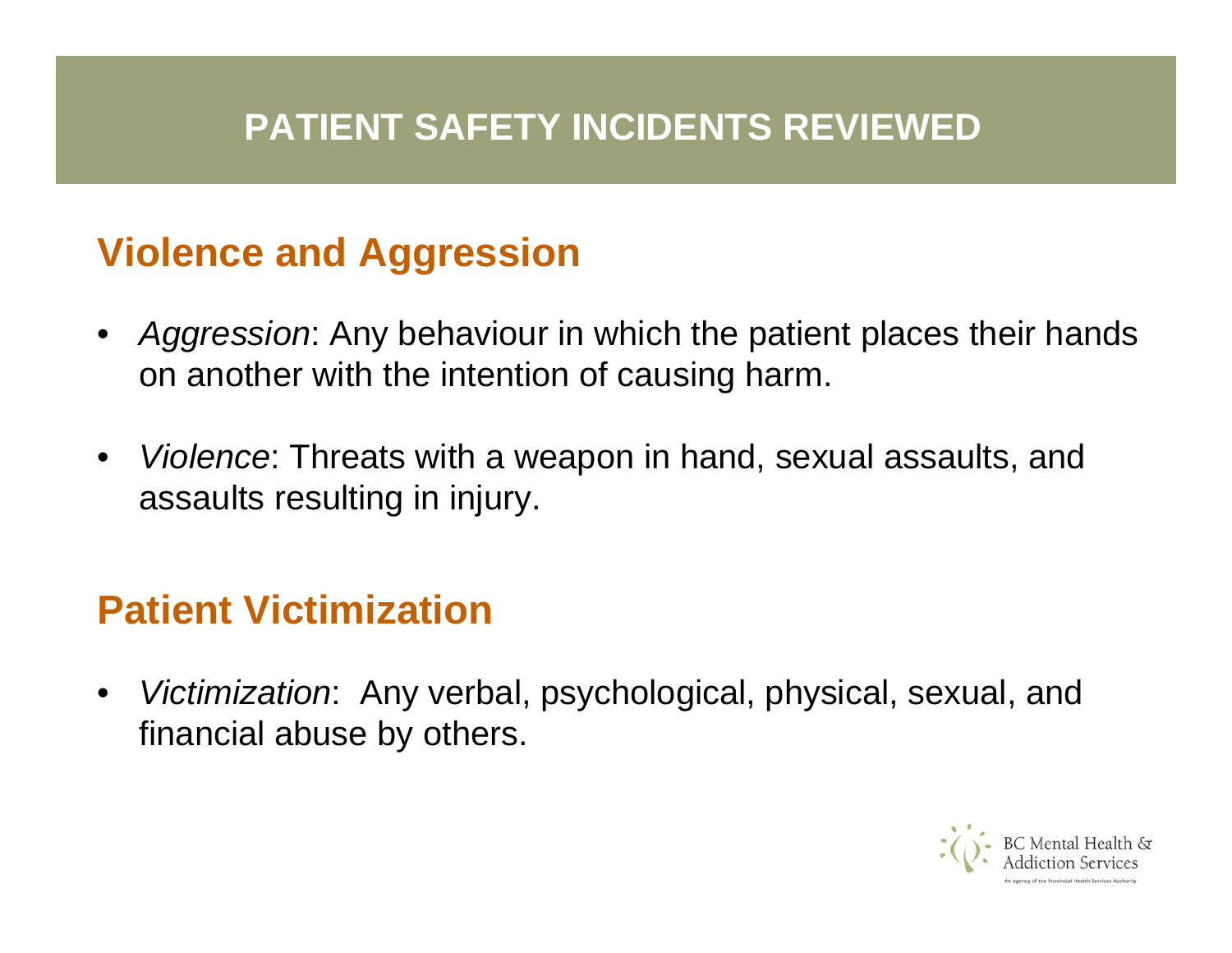# PATIENT SAFETY INCIDENTS REVIEWED

## Violence and Aggression

- *Aggression*: Any behaviour in which the patient places their hands on another with the intention of causing harm.
- *Violence*: Threats with a weapon in hand, sexual assaults, and assaults resulting in injury.

## Patient Victimization

- *Victimization*: Any verbal, psychological, physical, sexual, and financial abuse by others.

BC Mental Health & Addiction Services

An agency of the Provincial Health Services Authority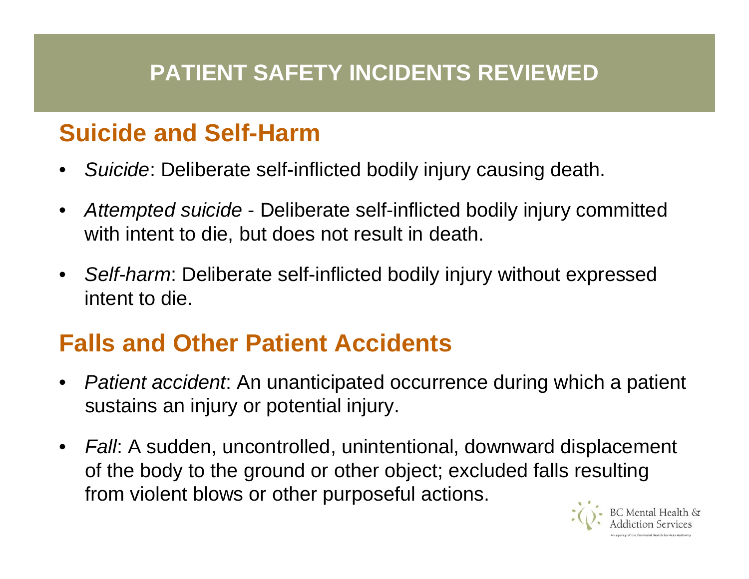# PATIENT SAFETY INCIDENTS REVIEWED

## Suicide and Self-Harm

- *Suicide*: Deliberate self-inflicted bodily injury causing death.
- *Attempted suicide* - Deliberate self-inflicted bodily injury committed with intent to die, but does not result in death.
- *Self-harm*: Deliberate self-inflicted bodily injury without expressed intent to die.

## Falls and Other Patient Accidents

- *Patient accident*: An unanticipated occurrence during which a patient sustains an injury or potential injury.
- *Fall*: A sudden, uncontrolled, unintentional, downward displacement of the body to the ground or other object; excluded falls resulting from violent blows or other purposeful actions.

BC Mental Health & Addiction Services
An agency of the Provincial Health Services Authority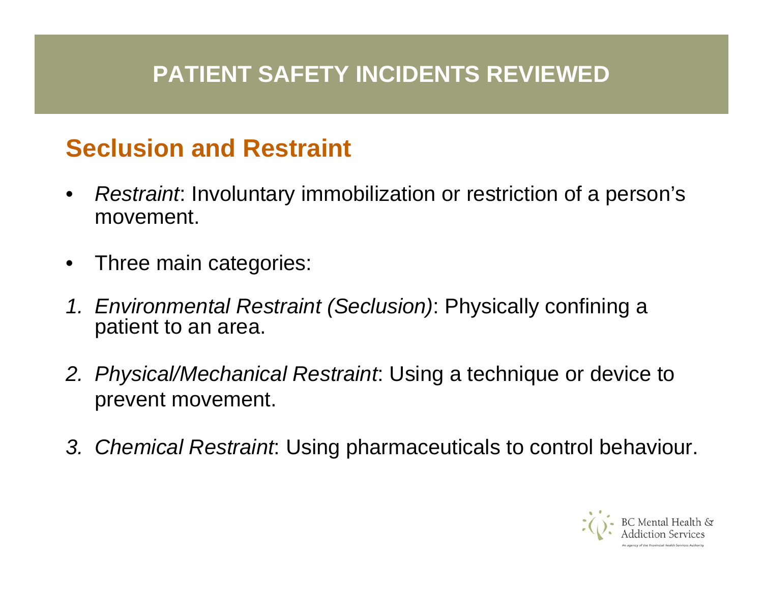# PATIENT SAFETY INCIDENTS REVIEWED

## Seclusion and Restraint

- *Restraint*: Involuntary immobilization or restriction of a person's movement.
- Three main categories:

1. *Environmental Restraint (Seclusion)*: Physically confining a patient to an area.
2. *Physical/Mechanical Restraint*: Using a technique or device to prevent movement.
3. *Chemical Restraint*: Using pharmaceuticals to control behaviour.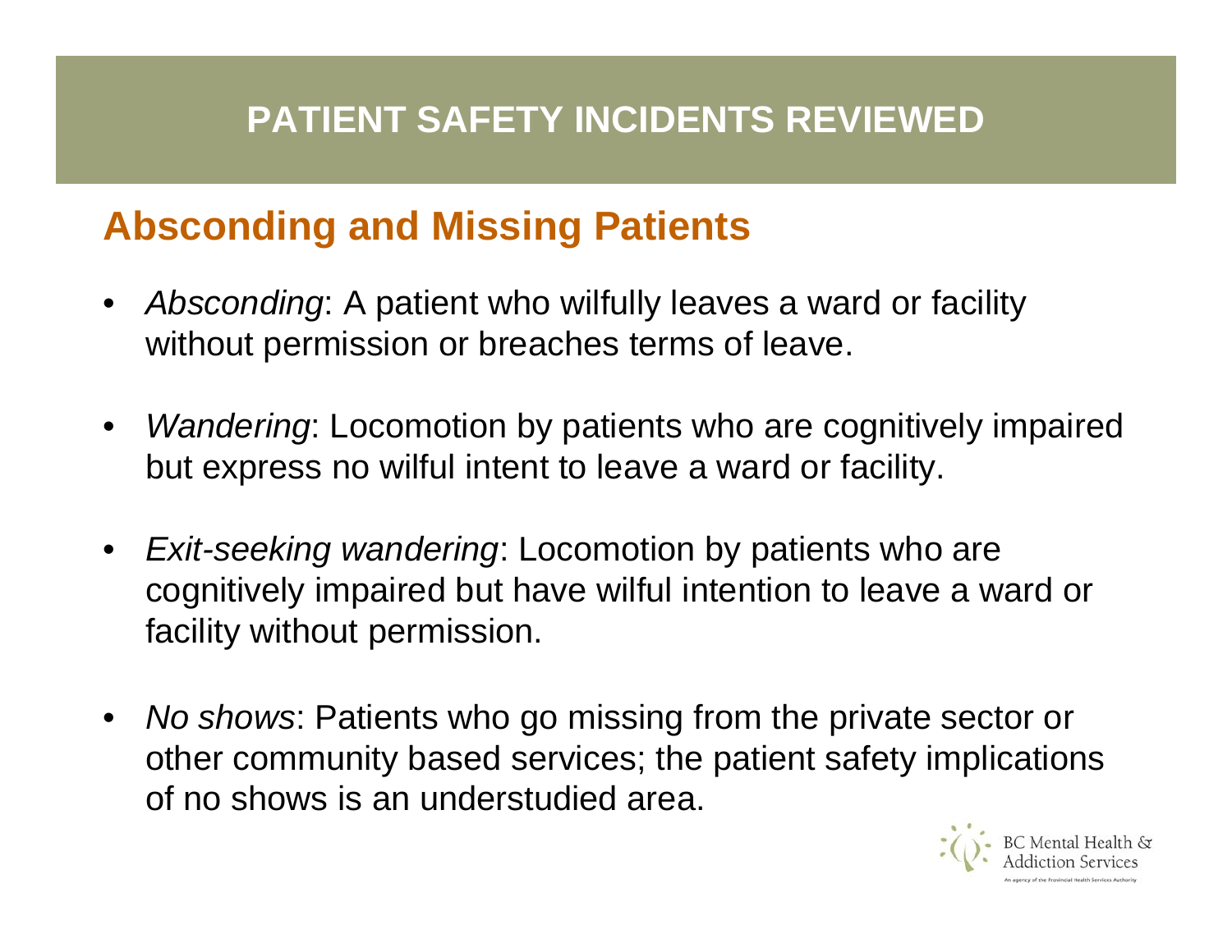# PATIENT SAFETY INCIDENTS REVIEWED

## Absconding and Missing Patients

- *Absconding*: A patient who wilfully leaves a ward or facility without permission or breaches terms of leave.
- *Wandering*: Locomotion by patients who are cognitively impaired but express no wilful intent to leave a ward or facility.
- *Exit-seeking wandering*: Locomotion by patients who are cognitively impaired but have wilful intention to leave a ward or facility without permission.
- *No shows*: Patients who go missing from the private sector or other community based services; the patient safety implications of no shows is an understudied area.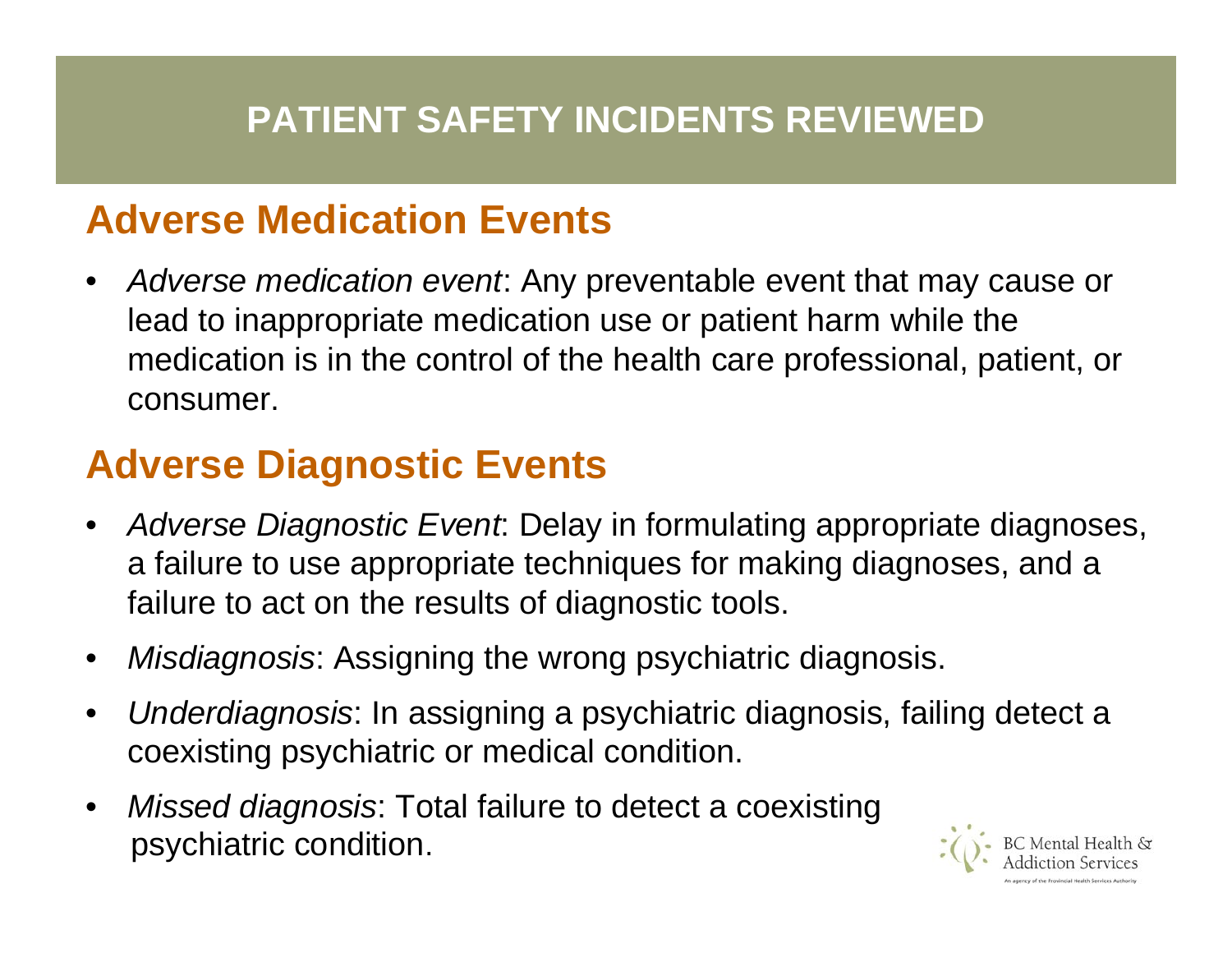# PATIENT SAFETY INCIDENTS REVIEWED

## Adverse Medication Events

- *Adverse medication event*: Any preventable event that may cause or lead to inappropriate medication use or patient harm while the medication is in the control of the health care professional, patient, or consumer.

## Adverse Diagnostic Events

- *Adverse Diagnostic Event*: Delay in formulating appropriate diagnoses, a failure to use appropriate techniques for making diagnoses, and a failure to act on the results of diagnostic tools.
- *Misdiagnosis*: Assigning the wrong psychiatric diagnosis.
- *Underdiagnosis*: In assigning a psychiatric diagnosis, failing detect a coexisting psychiatric or medical condition.
- *Missed diagnosis*: Total failure to detect a coexisting psychiatric condition.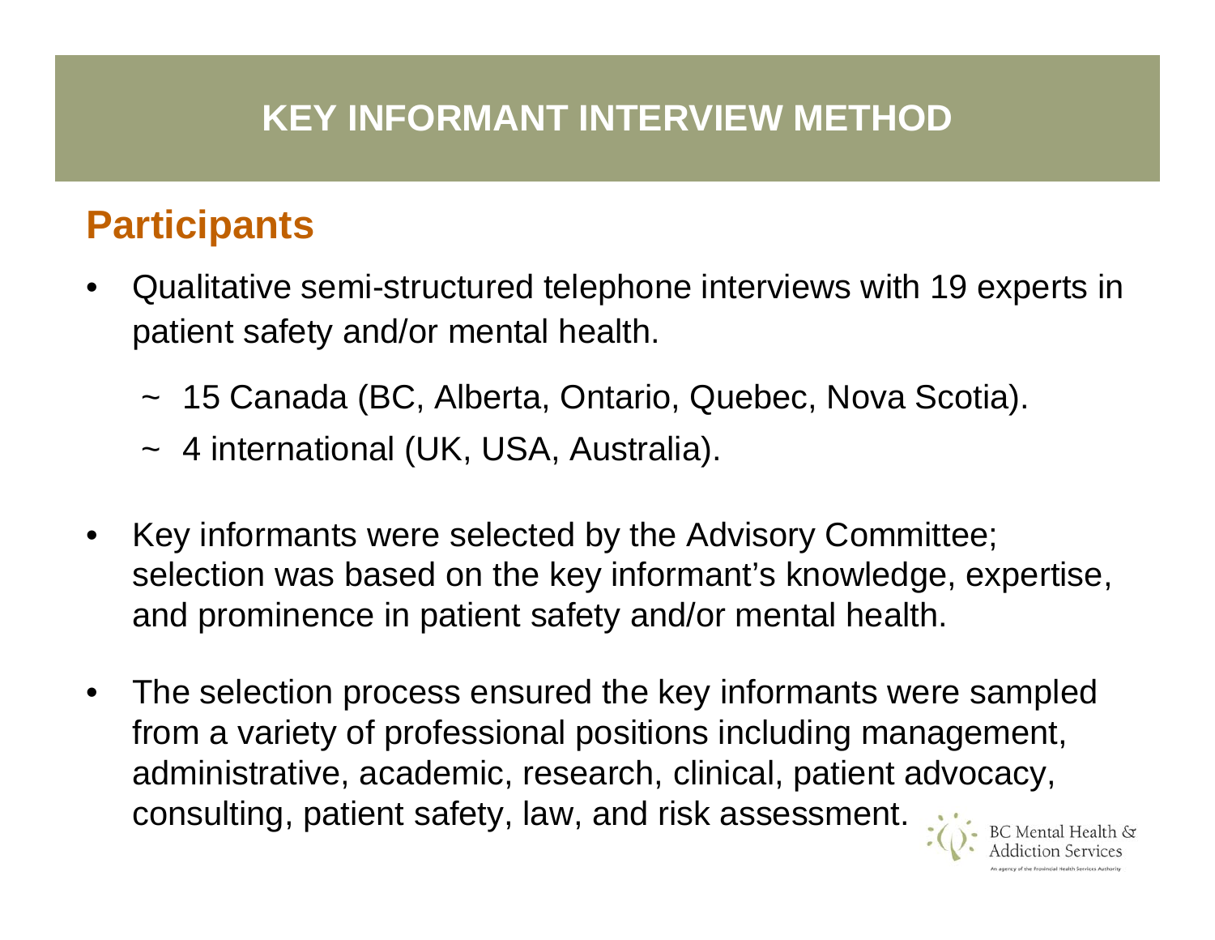# KEY INFORMANT INTERVIEW METHOD

## Participants

- Qualitative semi-structured telephone interviews with 19 experts in patient safety and/or mental health.
  - ~ 15 Canada (BC, Alberta, Ontario, Quebec, Nova Scotia).
  - ~ 4 international (UK, USA, Australia).
- Key informants were selected by the Advisory Committee; selection was based on the key informant's knowledge, expertise, and prominence in patient safety and/or mental health.
- The selection process ensured the key informants were sampled from a variety of professional positions including management, administrative, academic, research, clinical, patient advocacy, consulting, patient safety, law, and risk assessment.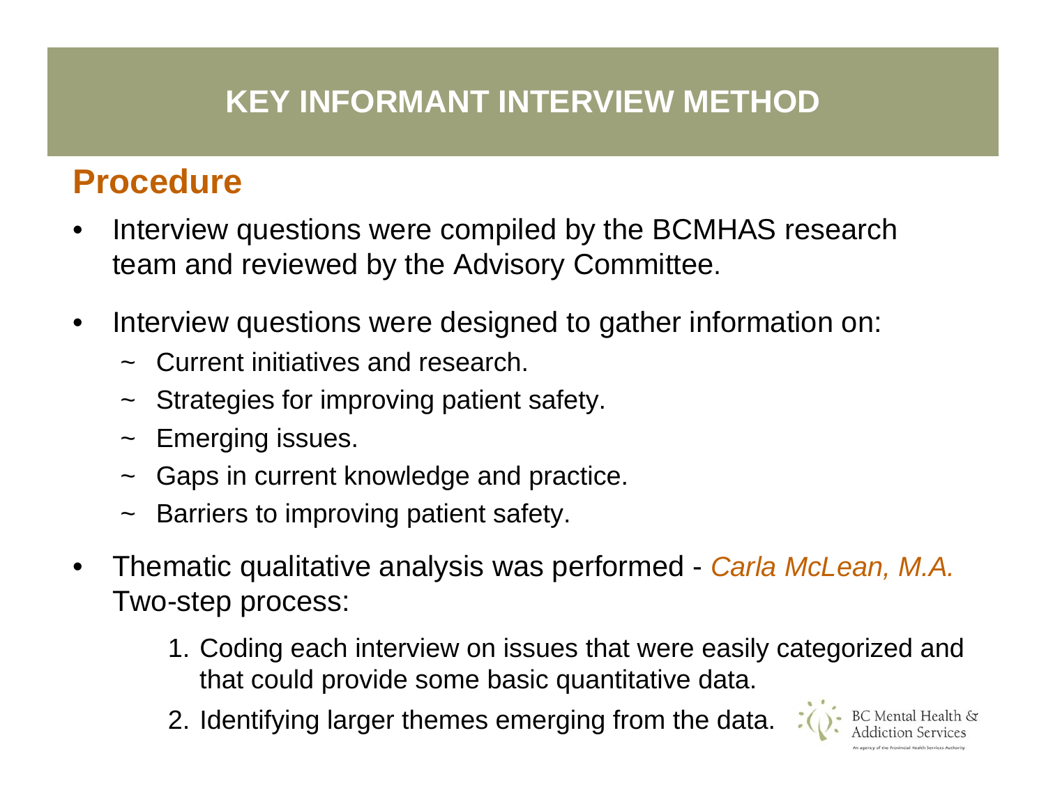# KEY INFORMANT INTERVIEW METHOD

## Procedure

- Interview questions were compiled by the BCMHAS research team and reviewed by the Advisory Committee.
- Interview questions were designed to gather information on:
  - ~ Current initiatives and research.
  - ~ Strategies for improving patient safety.
  - ~ Emerging issues.
  - ~ Gaps in current knowledge and practice.
  - ~ Barriers to improving patient safety.
- Thematic qualitative analysis was performed - *Carla McLean, M.A.* Two-step process:
  1. Coding each interview on issues that were easily categorized and that could provide some basic quantitative data.
  2. Identifying larger themes emerging from the data.

BC Mental Health & Addiction Services
An agency of the Provincial Health Services Authority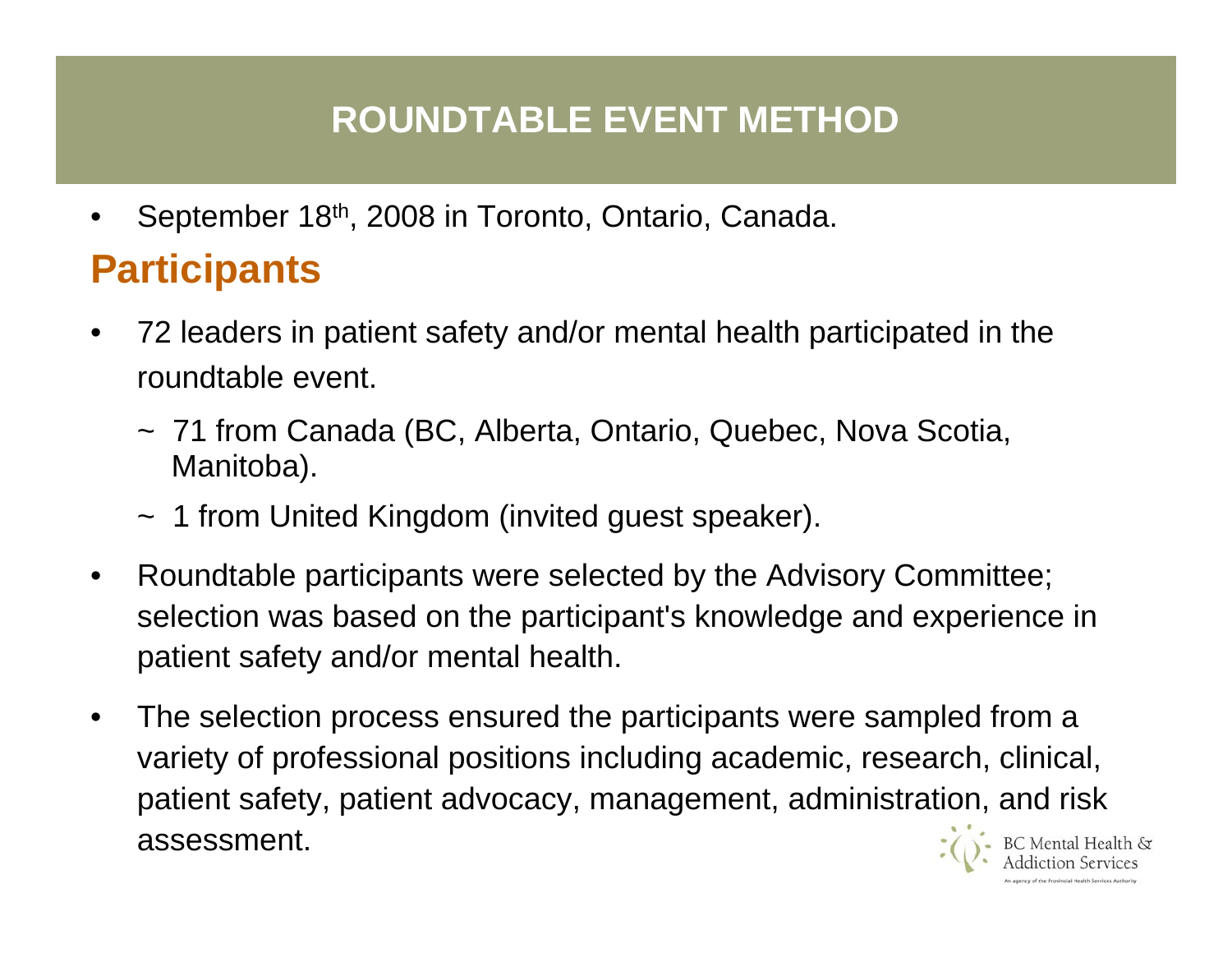# ROUNDTABLE EVENT METHOD

- September 18th, 2008 in Toronto, Ontario, Canada.

## Participants

- 72 leaders in patient safety and/or mental health participated in the roundtable event.
  - ~ 71 from Canada (BC, Alberta, Ontario, Quebec, Nova Scotia, Manitoba).
  - ~ 1 from United Kingdom (invited guest speaker).
- Roundtable participants were selected by the Advisory Committee; selection was based on the participant's knowledge and experience in patient safety and/or mental health.
- The selection process ensured the participants were sampled from a variety of professional positions including academic, research, clinical, patient safety, patient advocacy, management, administration, and risk assessment.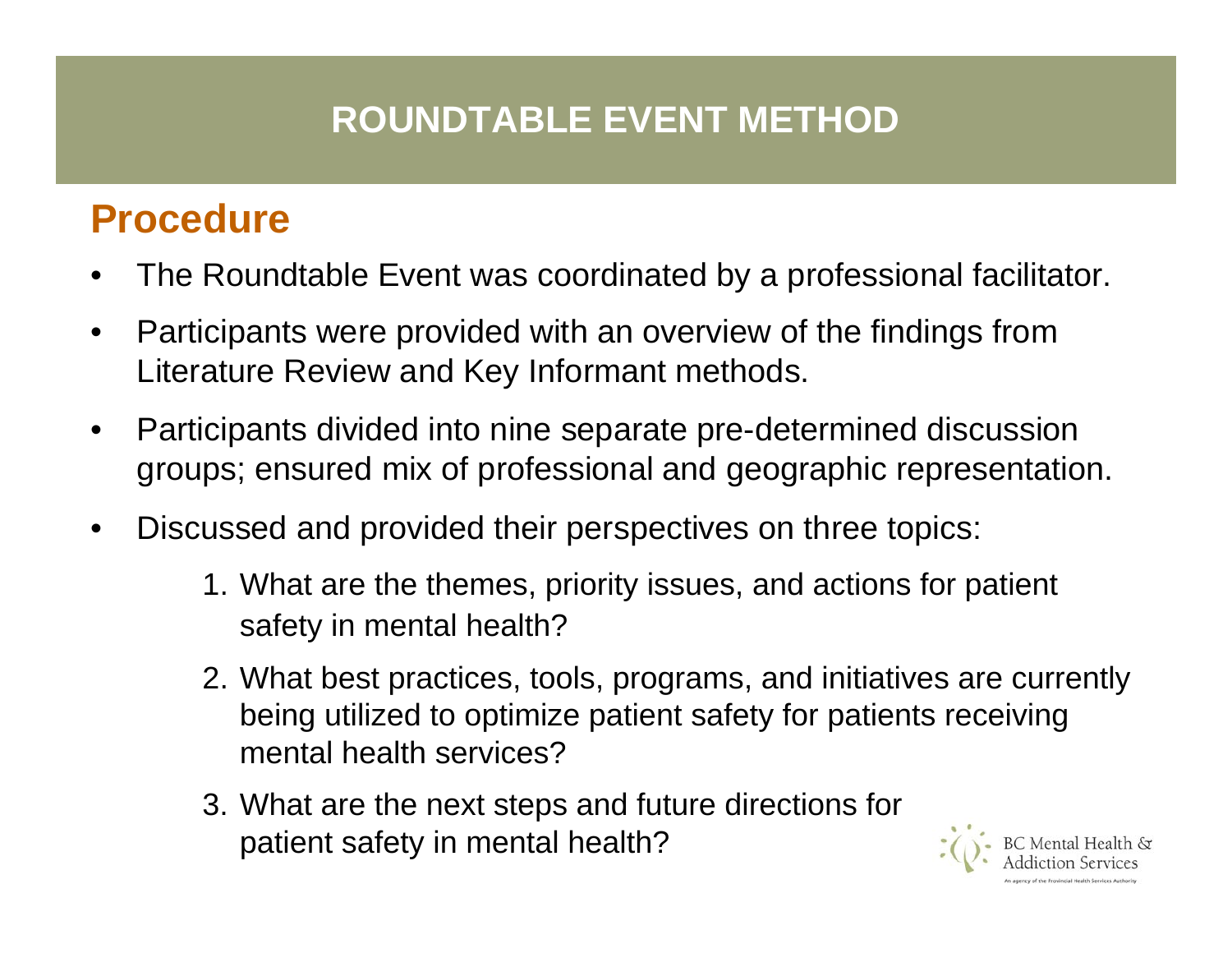# ROUNDTABLE EVENT METHOD

## Procedure

- The Roundtable Event was coordinated by a professional facilitator.
- Participants were provided with an overview of the findings from Literature Review and Key Informant methods.
- Participants divided into nine separate pre-determined discussion groups; ensured mix of professional and geographic representation.
- Discussed and provided their perspectives on three topics:
    1. What are the themes, priority issues, and actions for patient safety in mental health?
    2. What best practices, tools, programs, and initiatives are currently being utilized to optimize patient safety for patients receiving mental health services?
    3. What are the next steps and future directions for patient safety in mental health?

BC Mental Health & Addiction Services
An agency of the Provincial Health Services Authority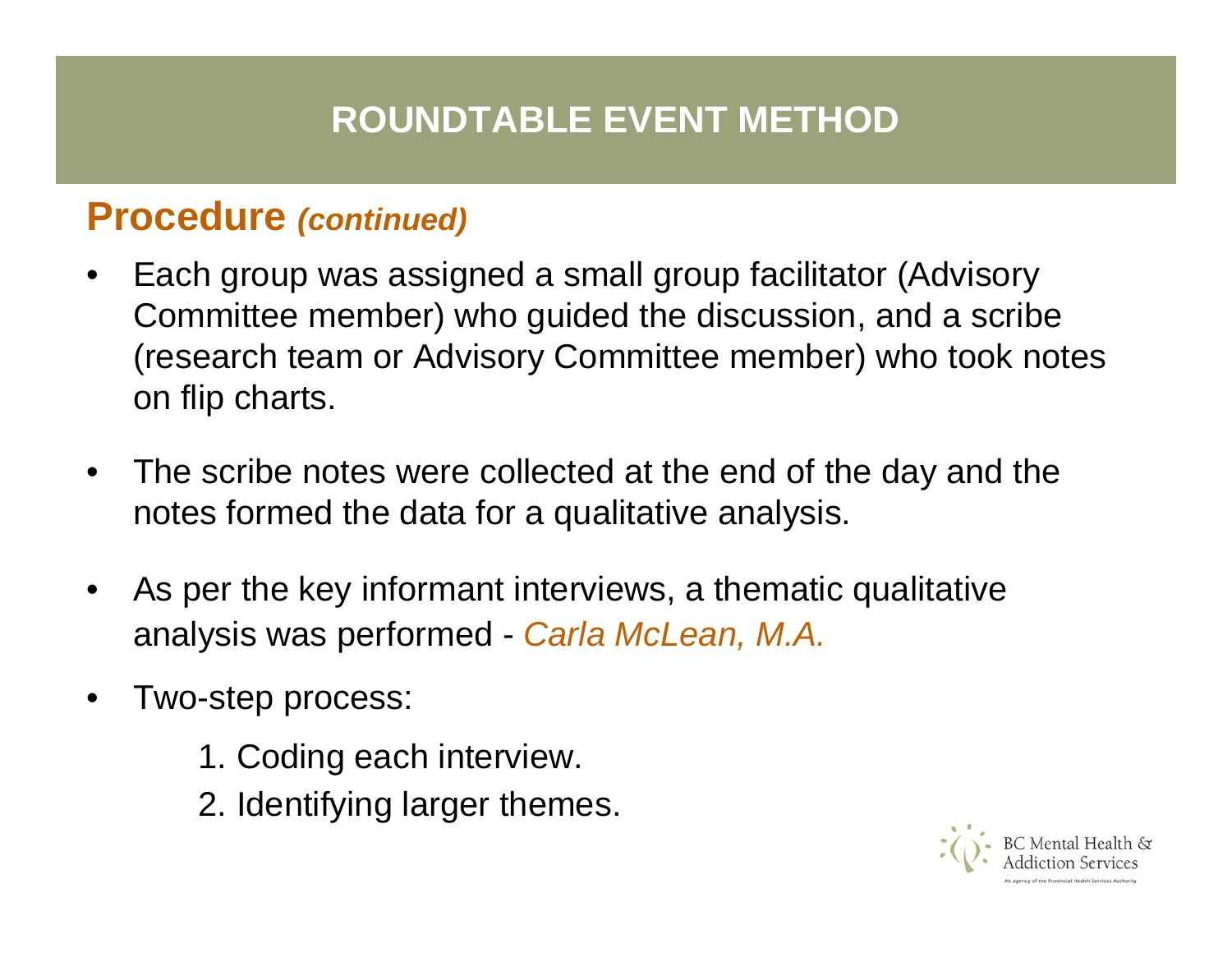# ROUNDTABLE EVENT METHOD

## Procedure *(continued)*

- Each group was assigned a small group facilitator (Advisory Committee member) who guided the discussion, and a scribe (research team or Advisory Committee member) who took notes on flip charts.
- The scribe notes were collected at the end of the day and the notes formed the data for a qualitative analysis.
- As per the key informant interviews, a thematic qualitative analysis was performed - *Carla McLean, M.A.*
- Two-step process:
  1. Coding each interview.
  2. Identifying larger themes.

BC Mental Health & Addiction Services

An agency of the Provincial Health Services Authority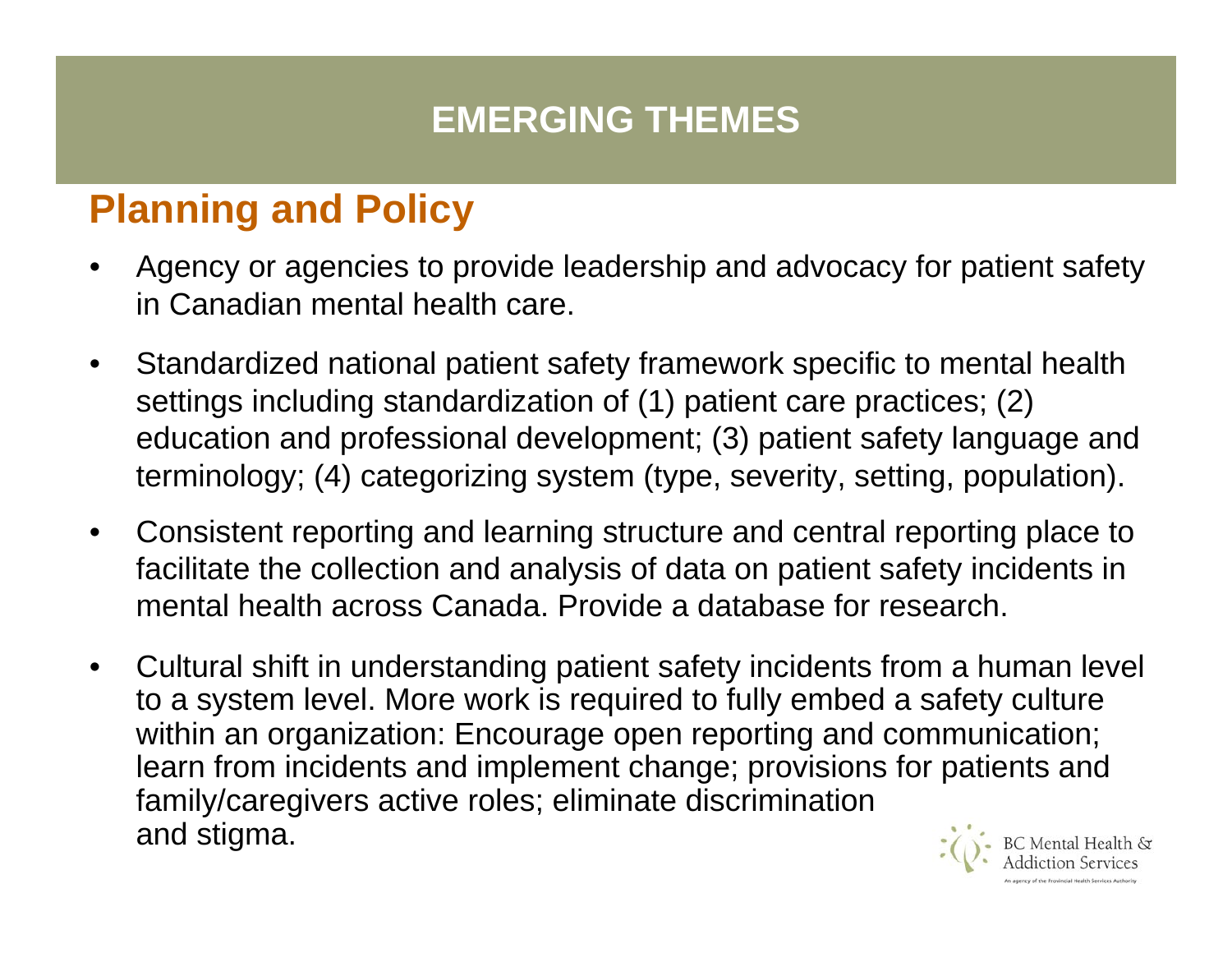# EMERGING THEMES

## Planning and Policy

- Agency or agencies to provide leadership and advocacy for patient safety in Canadian mental health care.
- Standardized national patient safety framework specific to mental health settings including standardization of (1) patient care practices; (2) education and professional development; (3) patient safety language and terminology; (4) categorizing system (type, severity, setting, population).
- Consistent reporting and learning structure and central reporting place to facilitate the collection and analysis of data on patient safety incidents in mental health across Canada. Provide a database for research.
- Cultural shift in understanding patient safety incidents from a human level to a system level. More work is required to fully embed a safety culture within an organization: Encourage open reporting and communication; learn from incidents and implement change; provisions for patients and family/caregivers active roles; eliminate discrimination and stigma.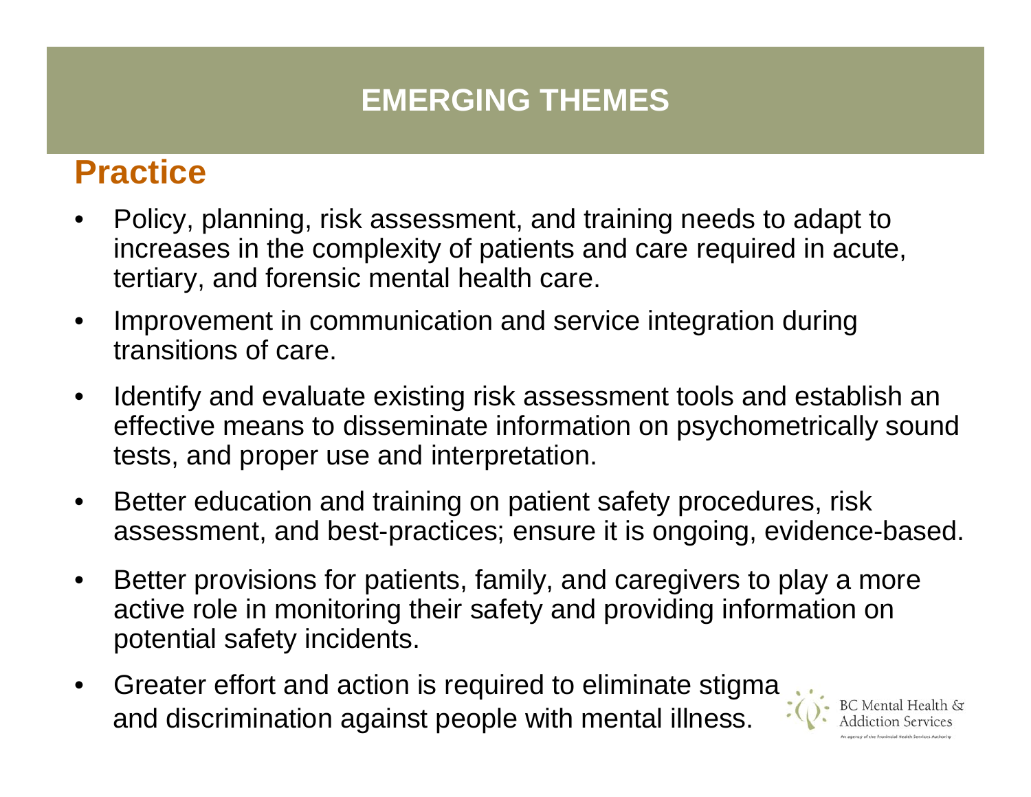# EMERGING THEMES

## Practice

- Policy, planning, risk assessment, and training needs to adapt to increases in the complexity of patients and care required in acute, tertiary, and forensic mental health care.
- Improvement in communication and service integration during transitions of care.
- Identify and evaluate existing risk assessment tools and establish an effective means to disseminate information on psychometrically sound tests, and proper use and interpretation.
- Better education and training on patient safety procedures, risk assessment, and best-practices; ensure it is ongoing, evidence-based.
- Better provisions for patients, family, and caregivers to play a more active role in monitoring their safety and providing information on potential safety incidents.
- Greater effort and action is required to eliminate stigma and discrimination against people with mental illness.

BC Mental Health & Addiction Services
An agency of the Provincial Health Services Authority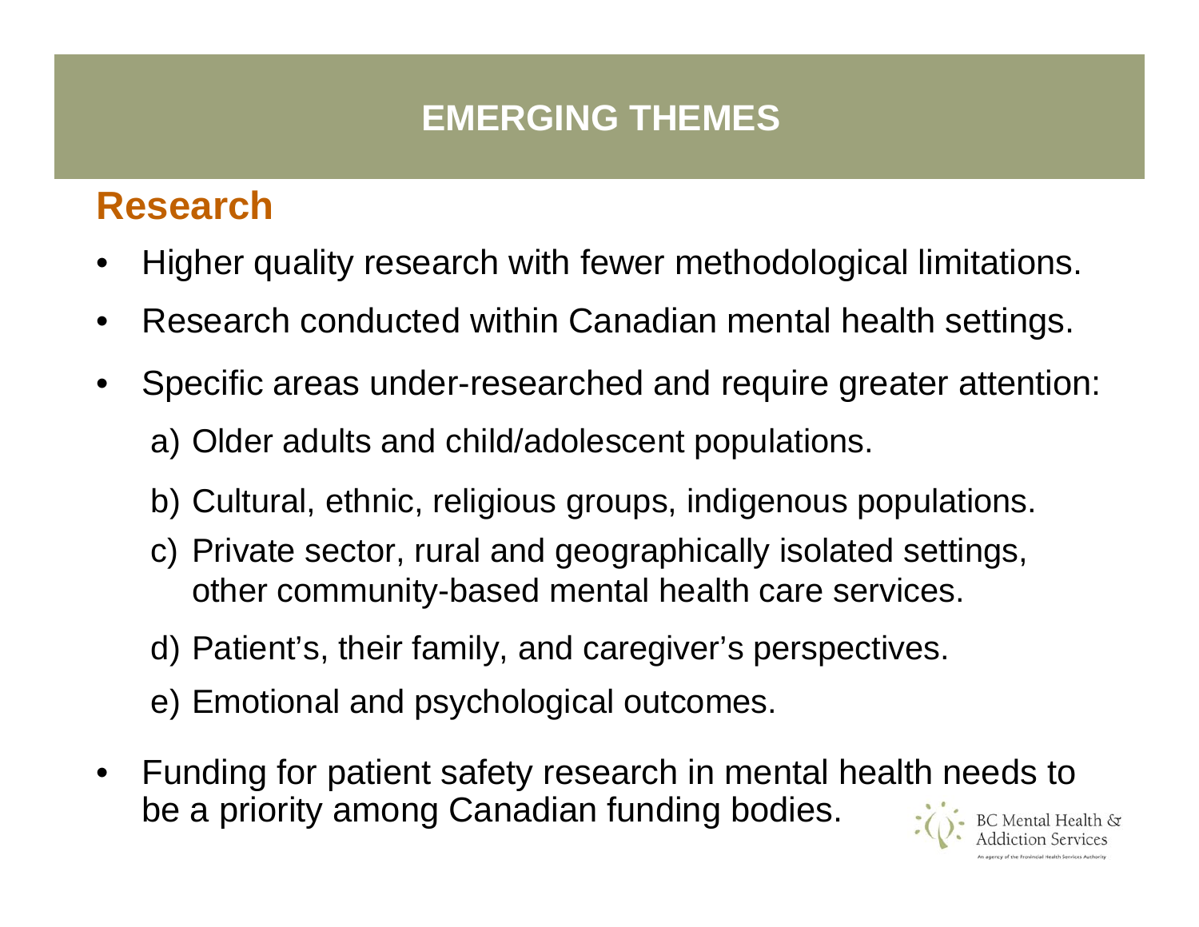# EMERGING THEMES

## Research

- Higher quality research with fewer methodological limitations.
- Research conducted within Canadian mental health settings.
- Specific areas under-researched and require greater attention:
  - a) Older adults and child/adolescent populations.
  - b) Cultural, ethnic, religious groups, indigenous populations.
  - c) Private sector, rural and geographically isolated settings, other community-based mental health care services.
  - d) Patient's, their family, and caregiver's perspectives.
  - e) Emotional and psychological outcomes.
- Funding for patient safety research in mental health needs to be a priority among Canadian funding bodies.

BC Mental Health & Addiction Services
An agency of the Provincial Health Services Authority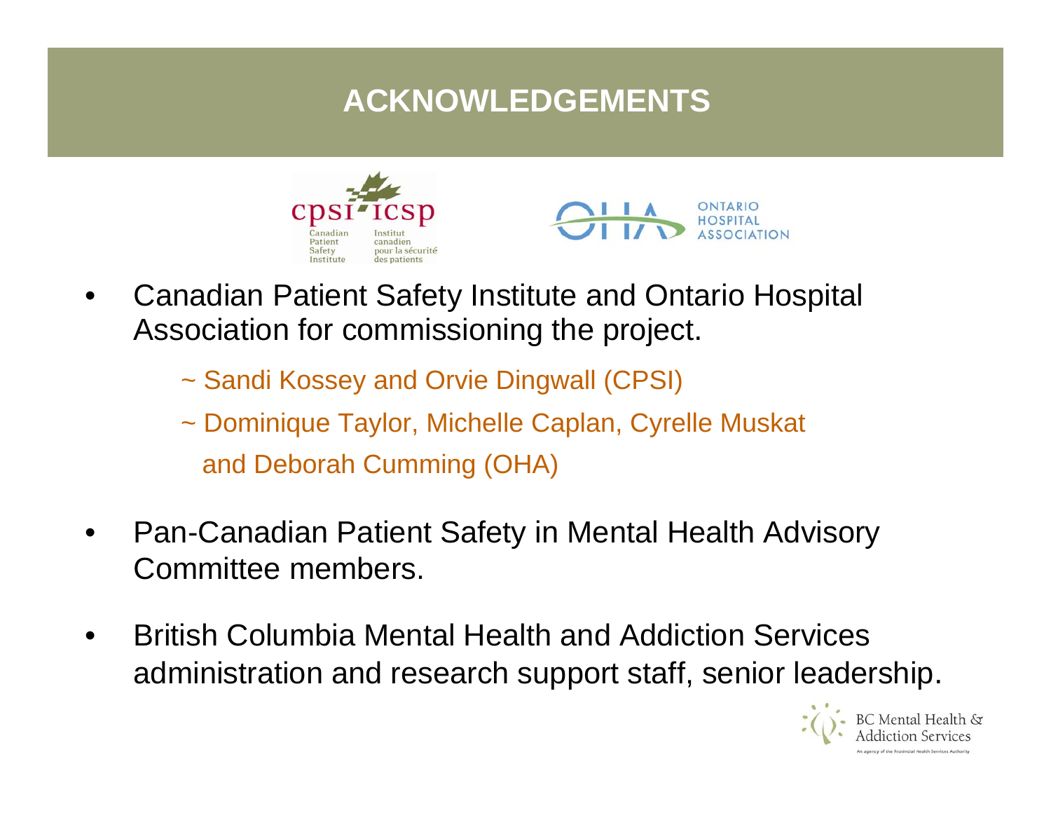# ACKNOWLEDGEMENTS

- Canadian Patient Safety Institute and Ontario Hospital Association for commissioning the project.
  - ~ Sandi Kossey and Orvie Dingwall (CPSI)
  - ~ Dominique Taylor, Michelle Caplan, Cyrelle Muskat and Deborah Cumming (OHA)
- Pan-Canadian Patient Safety in Mental Health Advisory Committee members.
- British Columbia Mental Health and Addiction Services administration and research support staff, senior leadership.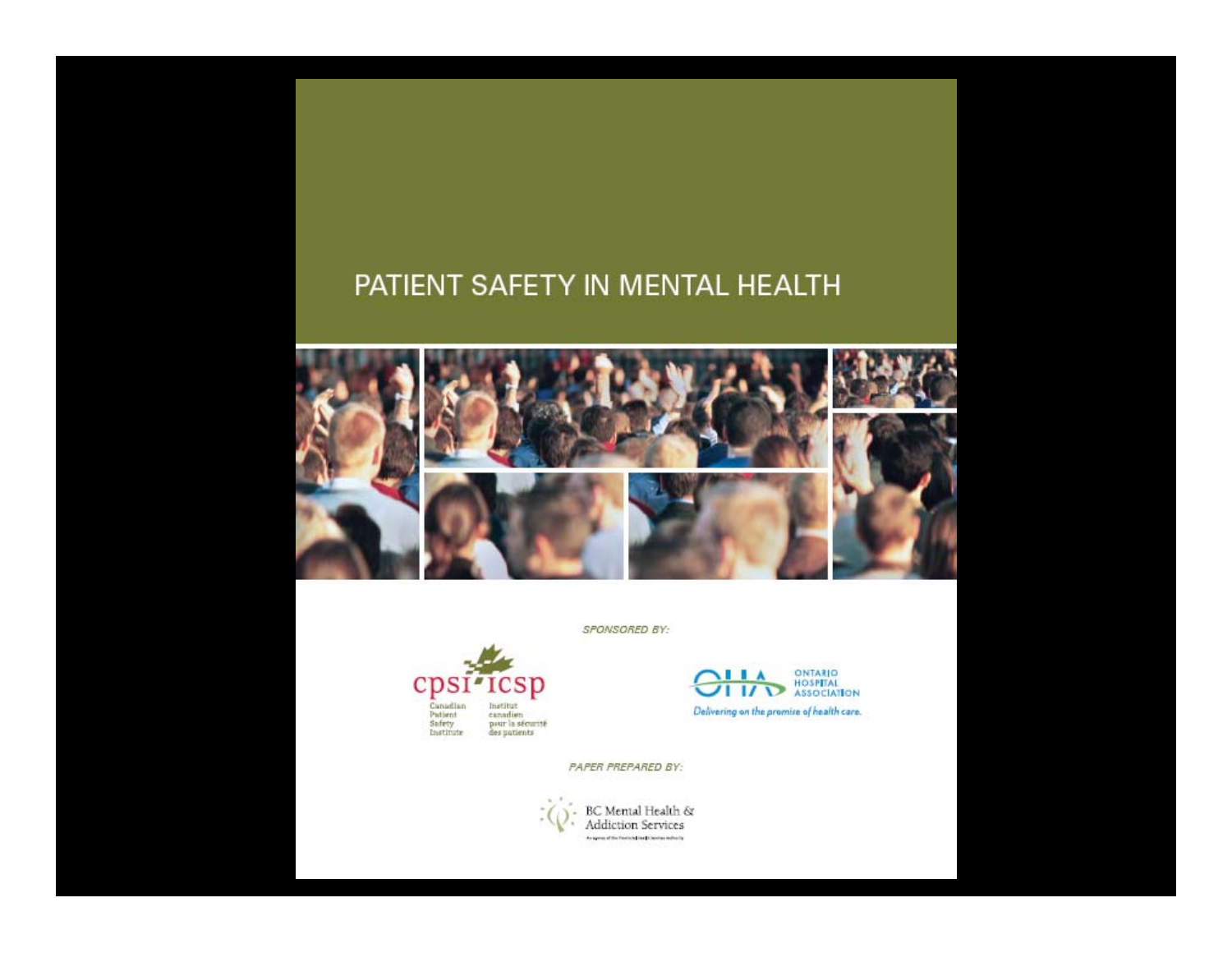# PATIENT SAFETY IN MENTAL HEALTH

*SPONSORED BY:*

cpsi icsp

Canadian Patient Safety Institute

Institut canadien pour la sécurité des patients

OHA ONTARIO HOSPITAL ASSOCIATION

*Delivering on the promise of health care.*

*PAPER PREPARED BY:*

BC Mental Health & Addiction Services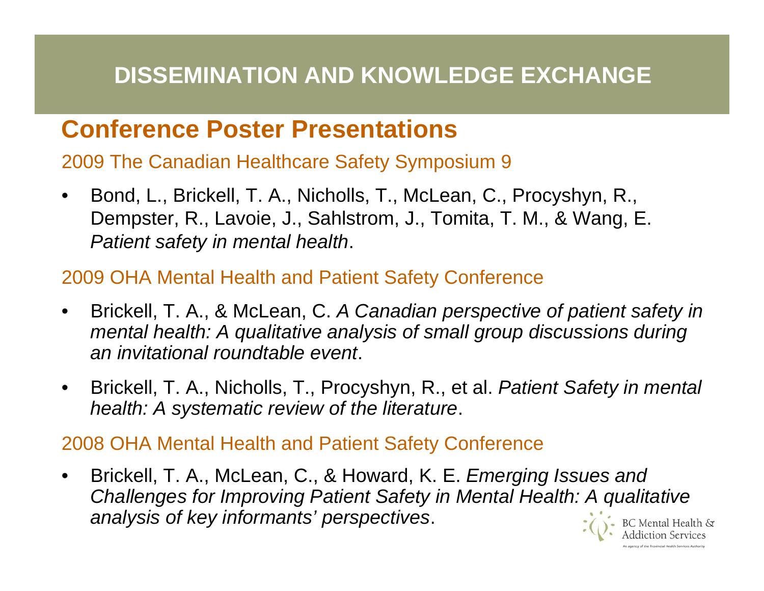# DISSEMINATION AND KNOWLEDGE EXCHANGE

## Conference Poster Presentations

### 2009 The Canadian Healthcare Safety Symposium 9

- Bond, L., Brickell, T. A., Nicholls, T., McLean, C., Procyshyn, R., Dempster, R., Lavoie, J., Sahlstrom, J., Tomita, T. M., & Wang, E. *Patient safety in mental health*.

### 2009 OHA Mental Health and Patient Safety Conference

- Brickell, T. A., & McLean, C. *A Canadian perspective of patient safety in mental health: A qualitative analysis of small group discussions during an invitational roundtable event*.
- Brickell, T. A., Nicholls, T., Procyshyn, R., et al. *Patient Safety in mental health: A systematic review of the literature*.

### 2008 OHA Mental Health and Patient Safety Conference

- Brickell, T. A., McLean, C., & Howard, K. E. *Emerging Issues and Challenges for Improving Patient Safety in Mental Health: A qualitative analysis of key informants' perspectives*.

BC Mental Health & Addiction Services
An agency of the Provincial Health Services Authority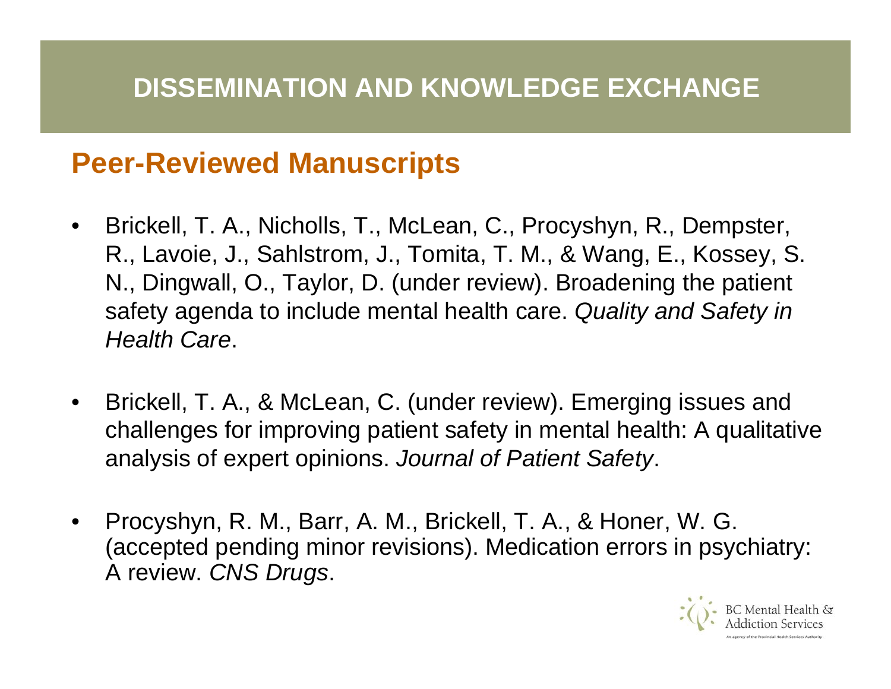# DISSEMINATION AND KNOWLEDGE EXCHANGE

## Peer-Reviewed Manuscripts

- Brickell, T. A., Nicholls, T., McLean, C., Procyshyn, R., Dempster, R., Lavoie, J., Sahlstrom, J., Tomita, T. M., & Wang, E., Kossey, S. N., Dingwall, O., Taylor, D. (under review). Broadening the patient safety agenda to include mental health care. *Quality and Safety in Health Care*.

- Brickell, T. A., & McLean, C. (under review). Emerging issues and challenges for improving patient safety in mental health: A qualitative analysis of expert opinions. *Journal of Patient Safety*.

- Procyshyn, R. M., Barr, A. M., Brickell, T. A., & Honer, W. G. (accepted pending minor revisions). Medication errors in psychiatry: A review. *CNS Drugs*.

BC Mental Health & Addiction Services
An agency of the Provincial Health Services Authority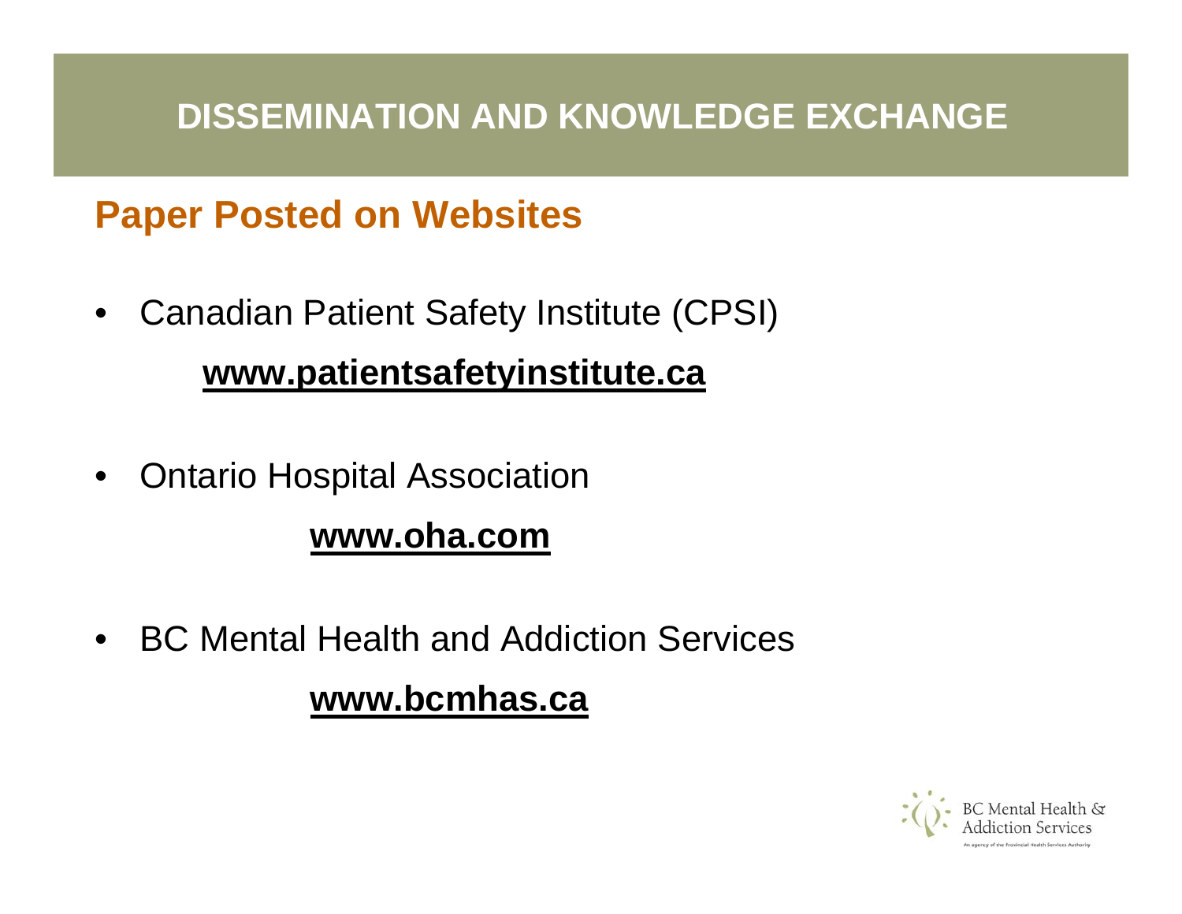## DISSEMINATION AND KNOWLEDGE EXCHANGE

### Paper Posted on Websites

- Canadian Patient Safety Institute (CPSI)

  **www.patientsafetyinstitute.ca**

- Ontario Hospital Association

  **www.oha.com**

- BC Mental Health and Addiction Services

  **www.bcmhas.ca**

BC Mental Health & Addiction Services

An agency of the Provincial Health Services Authority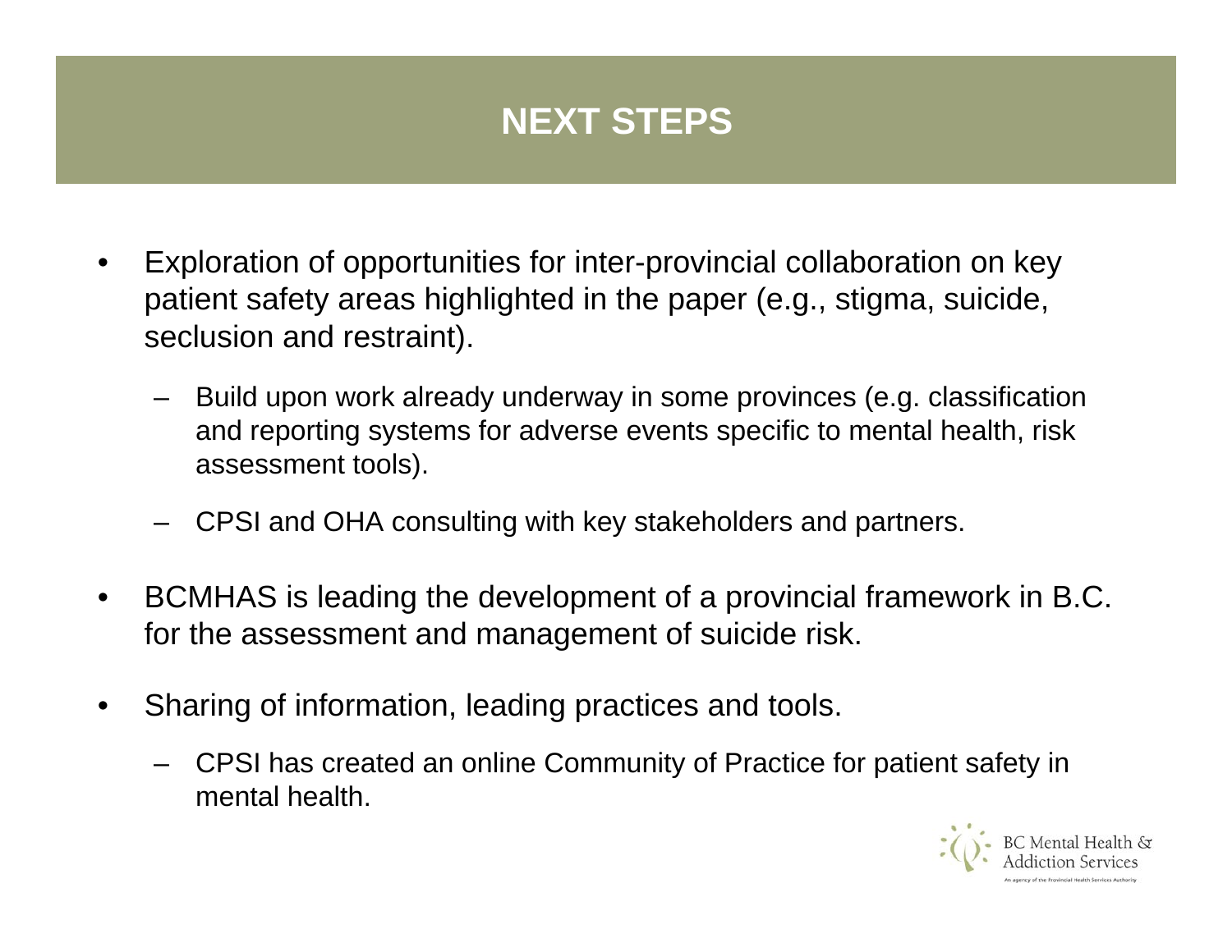# NEXT STEPS

- Exploration of opportunities for inter-provincial collaboration on key patient safety areas highlighted in the paper (e.g., stigma, suicide, seclusion and restraint).
  - Build upon work already underway in some provinces (e.g. classification and reporting systems for adverse events specific to mental health, risk assessment tools).
  - CPSI and OHA consulting with key stakeholders and partners.
- BCMHAS is leading the development of a provincial framework in B.C. for the assessment and management of suicide risk.
- Sharing of information, leading practices and tools.
  - CPSI has created an online Community of Practice for patient safety in mental health.

BC Mental Health & Addiction Services
An agency of the Provincial Health Services Authority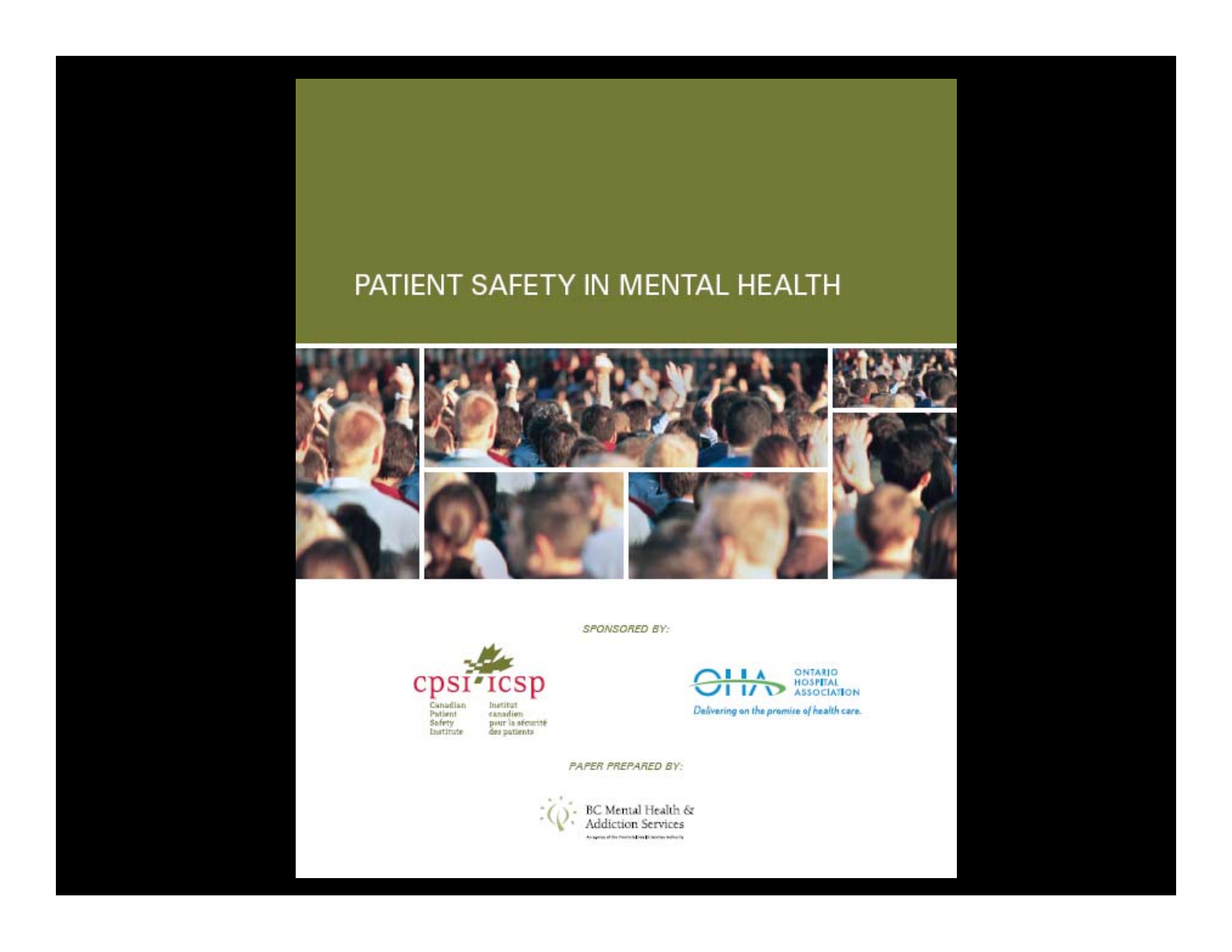# PATIENT SAFETY IN MENTAL HEALTH

*SPONSORED BY:*

cpsi icsp
Canadian Patient Safety Institute
Institut canadien pour la sécurité des patients

OHA ONTARIO HOSPITAL ASSOCIATION
*Delivering on the promise of health care.*

*PAPER PREPARED BY:*

BC Mental Health & Addiction Services